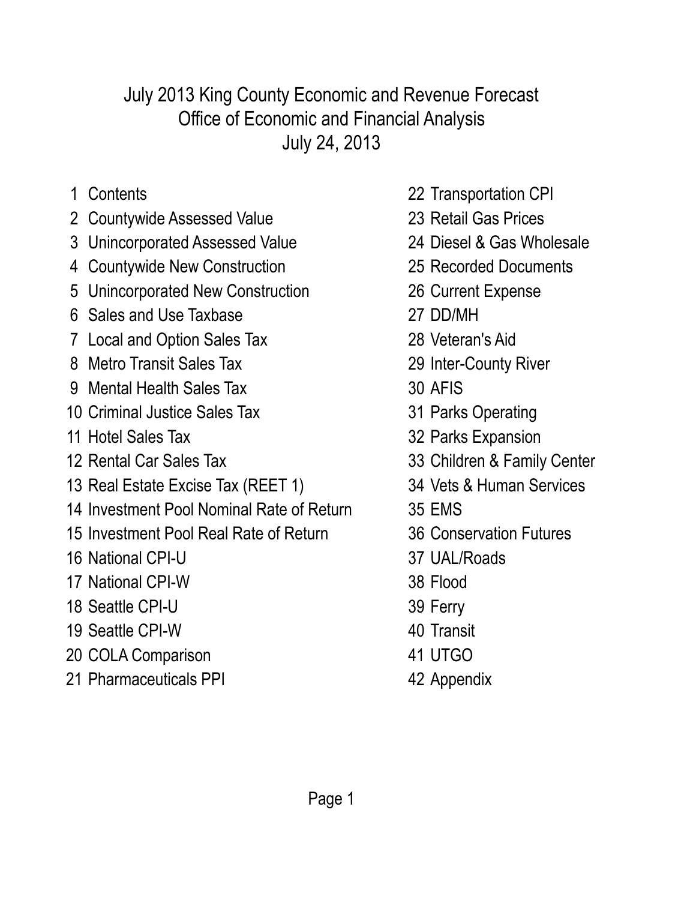# July 2013 King County Economic and Revenue Forecast

## Office of Economic and Financial Analysis

## July 24, 2013

1 Contents
2 Countywide Assessed Value
3 Unincorporated Assessed Value
4 Countywide New Construction
5 Unincorporated New Construction
6 Sales and Use Taxbase
7 Local and Option Sales Tax
8 Metro Transit Sales Tax
9 Mental Health Sales Tax
10 Criminal Justice Sales Tax
11 Hotel Sales Tax
12 Rental Car Sales Tax
13 Real Estate Excise Tax (REET 1)
14 Investment Pool Nominal Rate of Return
15 Investment Pool Real Rate of Return
16 National CPI-U
17 National CPI-W
18 Seattle CPI-U
19 Seattle CPI-W
20 COLA Comparison
21 Pharmaceuticals PPI
22 Transportation CPI
23 Retail Gas Prices
24 Diesel & Gas Wholesale
25 Recorded Documents
26 Current Expense
27 DD/MH
28 Veteran's Aid
29 Inter-County River
30 AFIS
31 Parks Operating
32 Parks Expansion
33 Children & Family Center
34 Vets & Human Services
35 EMS
36 Conservation Futures
37 UAL/Roads
38 Flood
39 Ferry
40 Transit
41 UTGO
42 Appendix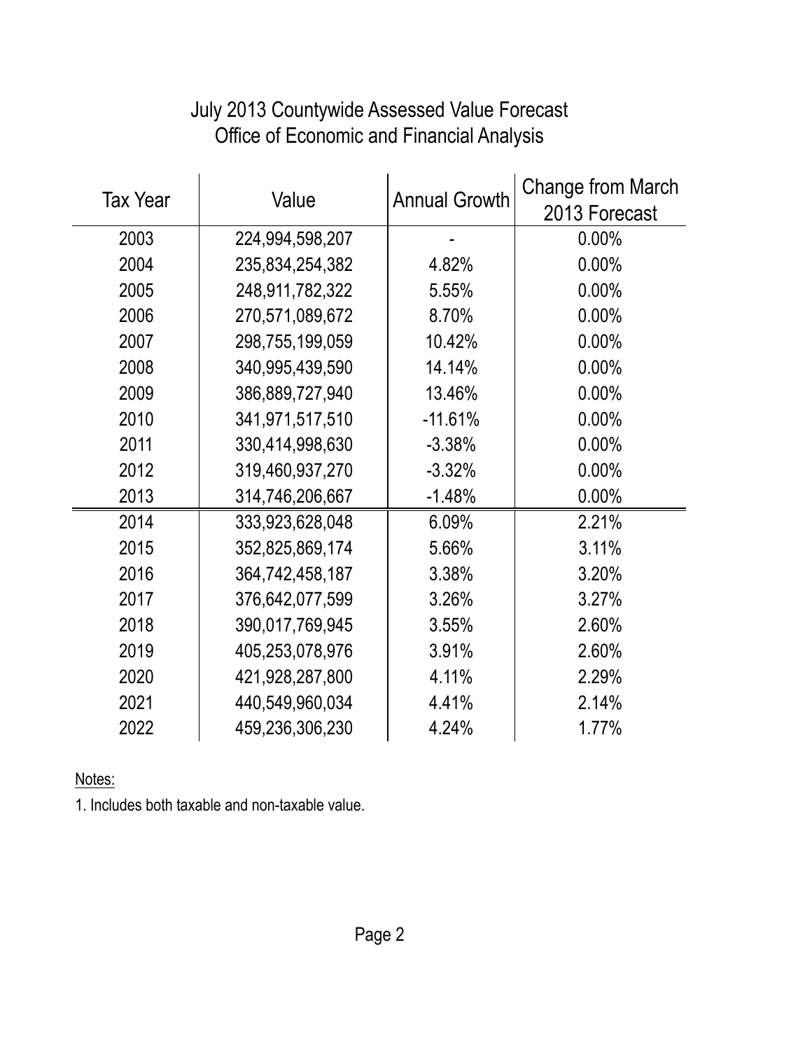# July 2013 Countywide Assessed Value Forecast
## Office of Economic and Financial Analysis

| Tax Year | Value | Annual Growth | Change from March 2013 Forecast |
|---|---|---|---|
| 2003 | 224,994,598,207 | - | 0.00% |
| 2004 | 235,834,254,382 | 4.82% | 0.00% |
| 2005 | 248,911,782,322 | 5.55% | 0.00% |
| 2006 | 270,571,089,672 | 8.70% | 0.00% |
| 2007 | 298,755,199,059 | 10.42% | 0.00% |
| 2008 | 340,995,439,590 | 14.14% | 0.00% |
| 2009 | 386,889,727,940 | 13.46% | 0.00% |
| 2010 | 341,971,517,510 | -11.61% | 0.00% |
| 2011 | 330,414,998,630 | -3.38% | 0.00% |
| 2012 | 319,460,937,270 | -3.32% | 0.00% |
| 2013 | 314,746,206,667 | -1.48% | 0.00% |
| 2014 | 333,923,628,048 | 6.09% | 2.21% |
| 2015 | 352,825,869,174 | 5.66% | 3.11% |
| 2016 | 364,742,458,187 | 3.38% | 3.20% |
| 2017 | 376,642,077,599 | 3.26% | 3.27% |
| 2018 | 390,017,769,945 | 3.55% | 2.60% |
| 2019 | 405,253,078,976 | 3.91% | 2.60% |
| 2020 | 421,928,287,800 | 4.11% | 2.29% |
| 2021 | 440,549,960,034 | 4.41% | 2.14% |
| 2022 | 459,236,306,230 | 4.24% | 1.77% |

Notes:

1. Includes both taxable and non-taxable value.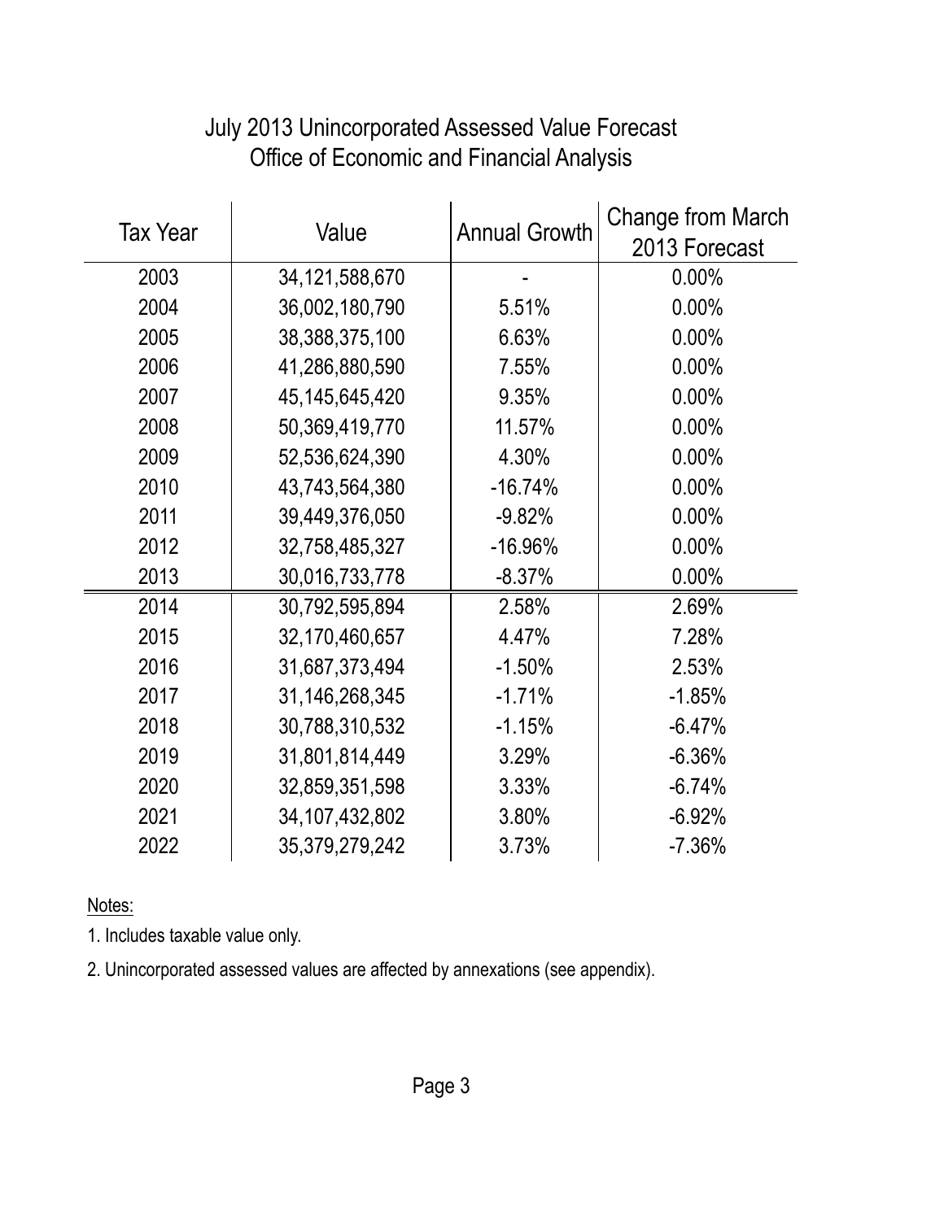# July 2013 Unincorporated Assessed Value Forecast
## Office of Economic and Financial Analysis

| Tax Year | Value | Annual Growth | Change from March 2013 Forecast |
|---|---|---|---|
| 2003 | 34,121,588,670 | - | 0.00% |
| 2004 | 36,002,180,790 | 5.51% | 0.00% |
| 2005 | 38,388,375,100 | 6.63% | 0.00% |
| 2006 | 41,286,880,590 | 7.55% | 0.00% |
| 2007 | 45,145,645,420 | 9.35% | 0.00% |
| 2008 | 50,369,419,770 | 11.57% | 0.00% |
| 2009 | 52,536,624,390 | 4.30% | 0.00% |
| 2010 | 43,743,564,380 | -16.74% | 0.00% |
| 2011 | 39,449,376,050 | -9.82% | 0.00% |
| 2012 | 32,758,485,327 | -16.96% | 0.00% |
| 2013 | 30,016,733,778 | -8.37% | 0.00% |
| 2014 | 30,792,595,894 | 2.58% | 2.69% |
| 2015 | 32,170,460,657 | 4.47% | 7.28% |
| 2016 | 31,687,373,494 | -1.50% | 2.53% |
| 2017 | 31,146,268,345 | -1.71% | -1.85% |
| 2018 | 30,788,310,532 | -1.15% | -6.47% |
| 2019 | 31,801,814,449 | 3.29% | -6.36% |
| 2020 | 32,859,351,598 | 3.33% | -6.74% |
| 2021 | 34,107,432,802 | 3.80% | -6.92% |
| 2022 | 35,379,279,242 | 3.73% | -7.36% |

Notes:

1. Includes taxable value only.

2. Unincorporated assessed values are affected by annexations (see appendix).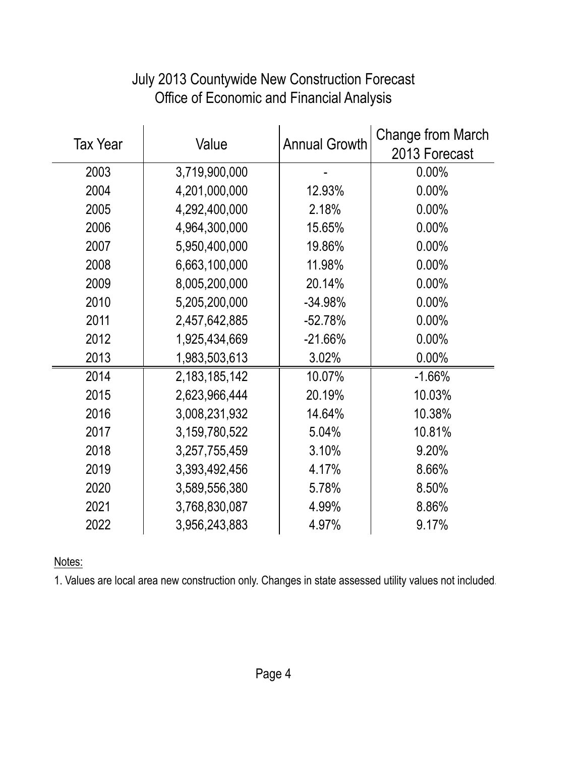# July 2013 Countywide New Construction Forecast
## Office of Economic and Financial Analysis

| Tax Year | Value | Annual Growth | Change from March 2013 Forecast |
|---|---|---|---|
| 2003 | 3,719,900,000 | - | 0.00% |
| 2004 | 4,201,000,000 | 12.93% | 0.00% |
| 2005 | 4,292,400,000 | 2.18% | 0.00% |
| 2006 | 4,964,300,000 | 15.65% | 0.00% |
| 2007 | 5,950,400,000 | 19.86% | 0.00% |
| 2008 | 6,663,100,000 | 11.98% | 0.00% |
| 2009 | 8,005,200,000 | 20.14% | 0.00% |
| 2010 | 5,205,200,000 | -34.98% | 0.00% |
| 2011 | 2,457,642,885 | -52.78% | 0.00% |
| 2012 | 1,925,434,669 | -21.66% | 0.00% |
| 2013 | 1,983,503,613 | 3.02% | 0.00% |
| 2014 | 2,183,185,142 | 10.07% | -1.66% |
| 2015 | 2,623,966,444 | 20.19% | 10.03% |
| 2016 | 3,008,231,932 | 14.64% | 10.38% |
| 2017 | 3,159,780,522 | 5.04% | 10.81% |
| 2018 | 3,257,755,459 | 3.10% | 9.20% |
| 2019 | 3,393,492,456 | 4.17% | 8.66% |
| 2020 | 3,589,556,380 | 5.78% | 8.50% |
| 2021 | 3,768,830,087 | 4.99% | 8.86% |
| 2022 | 3,956,243,883 | 4.97% | 9.17% |

Notes:

1. Values are local area new construction only. Changes in state assessed utility values not included.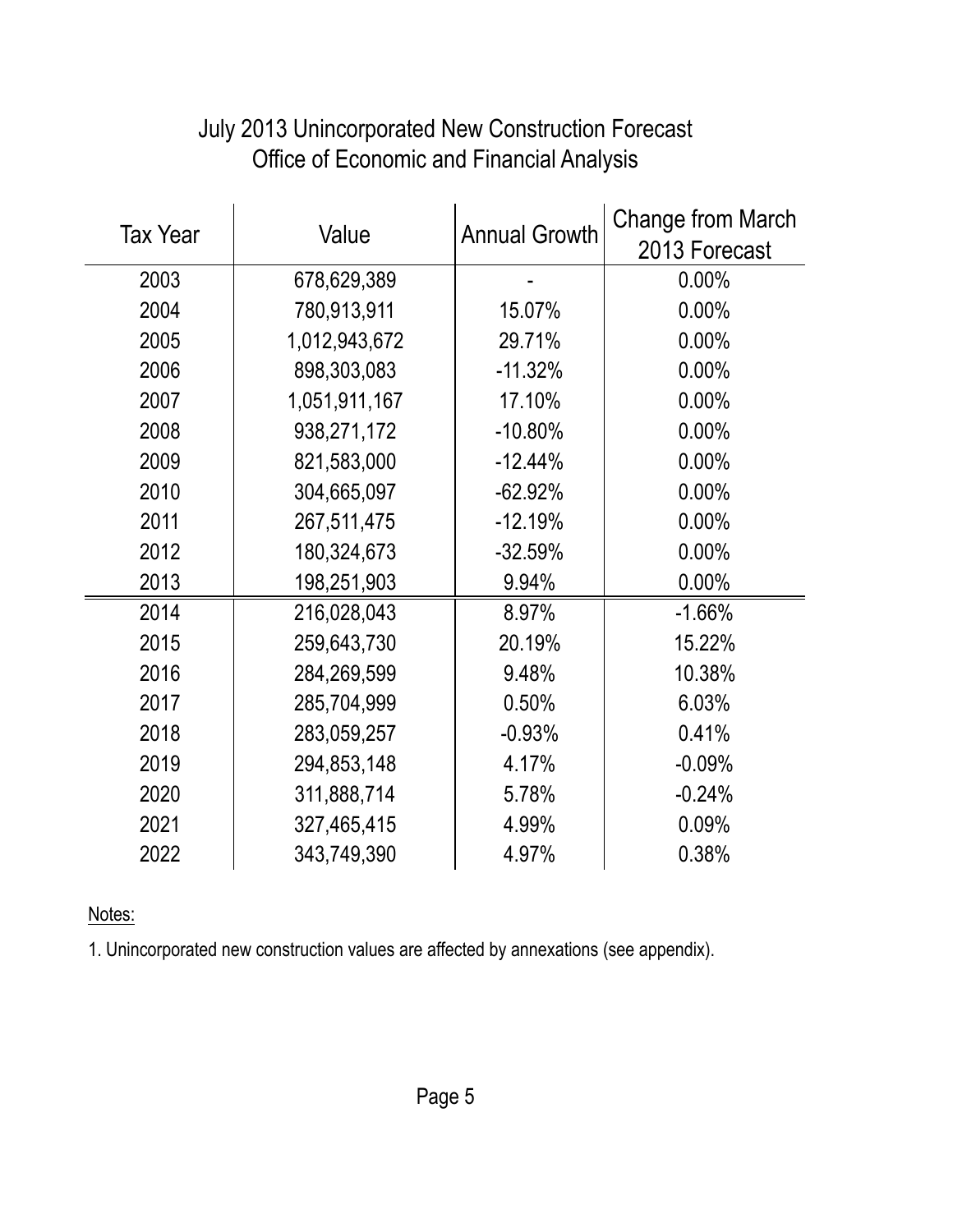# July 2013 Unincorporated New Construction Forecast
## Office of Economic and Financial Analysis

| Tax Year | Value | Annual Growth | Change from March 2013 Forecast |
|---|---|---|---|
| 2003 | 678,629,389 | - | 0.00% |
| 2004 | 780,913,911 | 15.07% | 0.00% |
| 2005 | 1,012,943,672 | 29.71% | 0.00% |
| 2006 | 898,303,083 | -11.32% | 0.00% |
| 2007 | 1,051,911,167 | 17.10% | 0.00% |
| 2008 | 938,271,172 | -10.80% | 0.00% |
| 2009 | 821,583,000 | -12.44% | 0.00% |
| 2010 | 304,665,097 | -62.92% | 0.00% |
| 2011 | 267,511,475 | -12.19% | 0.00% |
| 2012 | 180,324,673 | -32.59% | 0.00% |
| 2013 | 198,251,903 | 9.94% | 0.00% |
| 2014 | 216,028,043 | 8.97% | -1.66% |
| 2015 | 259,643,730 | 20.19% | 15.22% |
| 2016 | 284,269,599 | 9.48% | 10.38% |
| 2017 | 285,704,999 | 0.50% | 6.03% |
| 2018 | 283,059,257 | -0.93% | 0.41% |
| 2019 | 294,853,148 | 4.17% | -0.09% |
| 2020 | 311,888,714 | 5.78% | -0.24% |
| 2021 | 327,465,415 | 4.99% | 0.09% |
| 2022 | 343,749,390 | 4.97% | 0.38% |

Notes:

1. Unincorporated new construction values are affected by annexations (see appendix).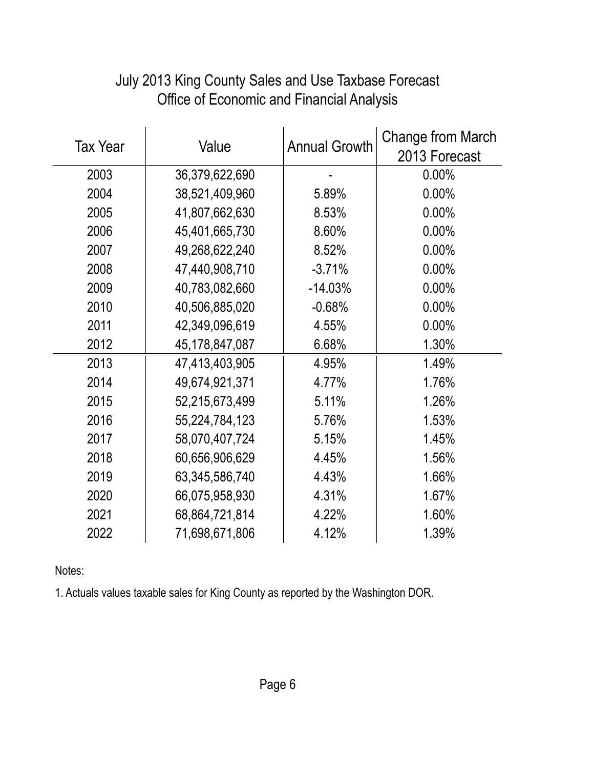# July 2013 King County Sales and Use Taxbase Forecast
## Office of Economic and Financial Analysis

| Tax Year | Value | Annual Growth | Change from March 2013 Forecast |
|---|---|---|---|
| 2003 | 36,379,622,690 | - | 0.00% |
| 2004 | 38,521,409,960 | 5.89% | 0.00% |
| 2005 | 41,807,662,630 | 8.53% | 0.00% |
| 2006 | 45,401,665,730 | 8.60% | 0.00% |
| 2007 | 49,268,622,240 | 8.52% | 0.00% |
| 2008 | 47,440,908,710 | -3.71% | 0.00% |
| 2009 | 40,783,082,660 | -14.03% | 0.00% |
| 2010 | 40,506,885,020 | -0.68% | 0.00% |
| 2011 | 42,349,096,619 | 4.55% | 0.00% |
| 2012 | 45,178,847,087 | 6.68% | 1.30% |
| 2013 | 47,413,403,905 | 4.95% | 1.49% |
| 2014 | 49,674,921,371 | 4.77% | 1.76% |
| 2015 | 52,215,673,499 | 5.11% | 1.26% |
| 2016 | 55,224,784,123 | 5.76% | 1.53% |
| 2017 | 58,070,407,724 | 5.15% | 1.45% |
| 2018 | 60,656,906,629 | 4.45% | 1.56% |
| 2019 | 63,345,586,740 | 4.43% | 1.66% |
| 2020 | 66,075,958,930 | 4.31% | 1.67% |
| 2021 | 68,864,721,814 | 4.22% | 1.60% |
| 2022 | 71,698,671,806 | 4.12% | 1.39% |

Notes:

1. Actuals values taxable sales for King County as reported by the Washington DOR.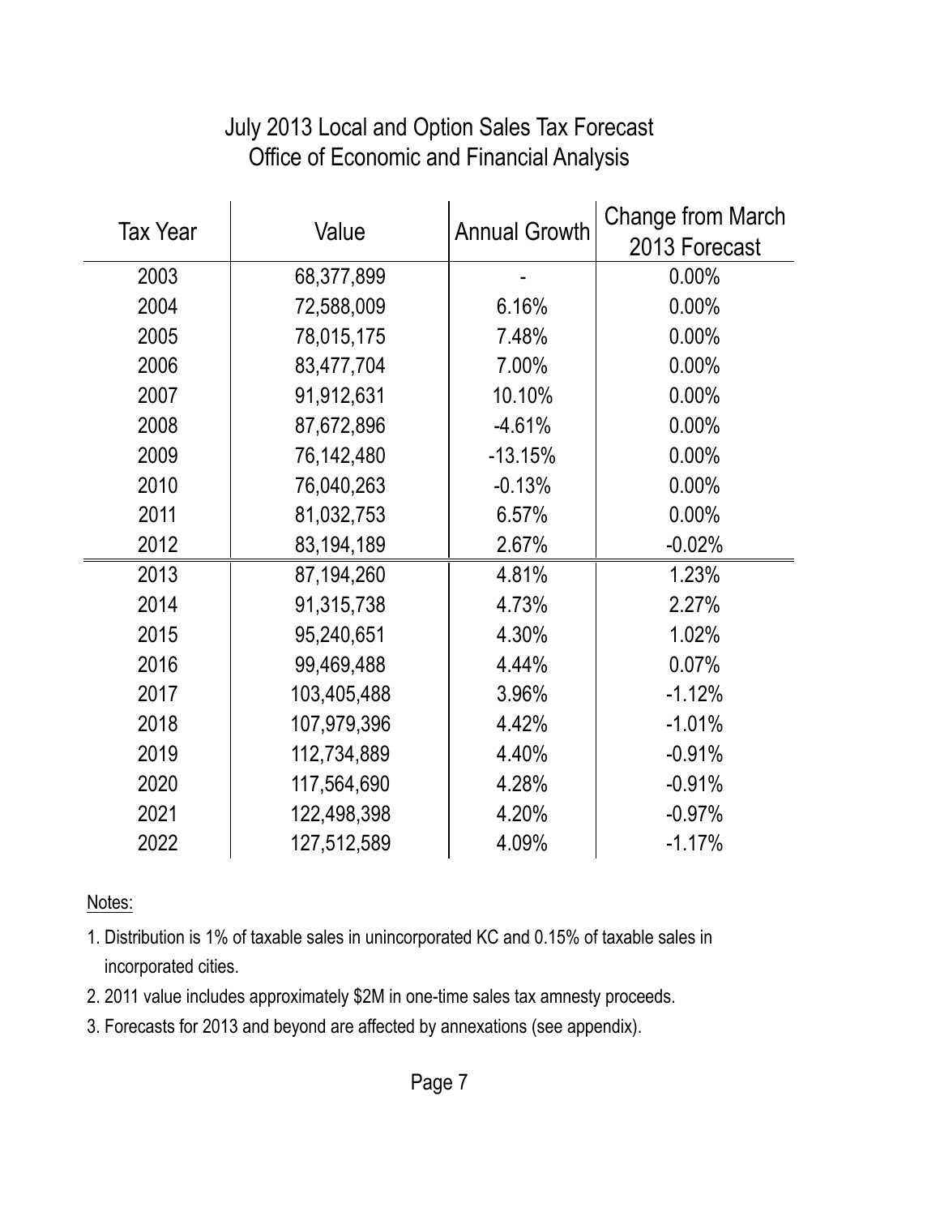# July 2013 Local and Option Sales Tax Forecast
## Office of Economic and Financial Analysis

| Tax Year | Value | Annual Growth | Change from March 2013 Forecast |
|---|---|---|---|
| 2003 | 68,377,899 | - | 0.00% |
| 2004 | 72,588,009 | 6.16% | 0.00% |
| 2005 | 78,015,175 | 7.48% | 0.00% |
| 2006 | 83,477,704 | 7.00% | 0.00% |
| 2007 | 91,912,631 | 10.10% | 0.00% |
| 2008 | 87,672,896 | -4.61% | 0.00% |
| 2009 | 76,142,480 | -13.15% | 0.00% |
| 2010 | 76,040,263 | -0.13% | 0.00% |
| 2011 | 81,032,753 | 6.57% | 0.00% |
| 2012 | 83,194,189 | 2.67% | -0.02% |
| 2013 | 87,194,260 | 4.81% | 1.23% |
| 2014 | 91,315,738 | 4.73% | 2.27% |
| 2015 | 95,240,651 | 4.30% | 1.02% |
| 2016 | 99,469,488 | 4.44% | 0.07% |
| 2017 | 103,405,488 | 3.96% | -1.12% |
| 2018 | 107,979,396 | 4.42% | -1.01% |
| 2019 | 112,734,889 | 4.40% | -0.91% |
| 2020 | 117,564,690 | 4.28% | -0.91% |
| 2021 | 122,498,398 | 4.20% | -0.97% |
| 2022 | 127,512,589 | 4.09% | -1.17% |

Notes:

1. Distribution is 1% of taxable sales in unincorporated KC and 0.15% of taxable sales in incorporated cities.
2. 2011 value includes approximately $2M in one-time sales tax amnesty proceeds.
3. Forecasts for 2013 and beyond are affected by annexations (see appendix).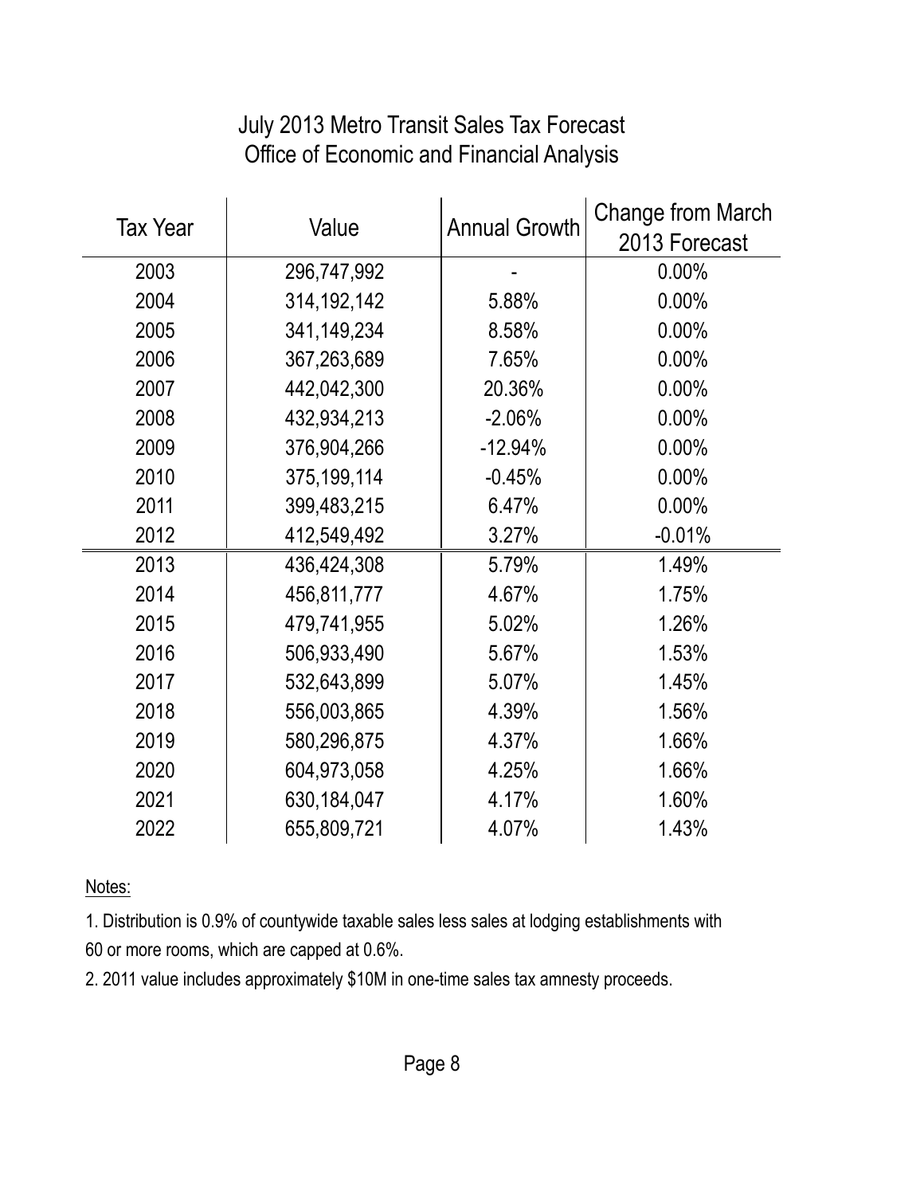# July 2013 Metro Transit Sales Tax Forecast
## Office of Economic and Financial Analysis

| Tax Year | Value | Annual Growth | Change from March 2013 Forecast |
|---|---|---|---|
| 2003 | 296,747,992 | - | 0.00% |
| 2004 | 314,192,142 | 5.88% | 0.00% |
| 2005 | 341,149,234 | 8.58% | 0.00% |
| 2006 | 367,263,689 | 7.65% | 0.00% |
| 2007 | 442,042,300 | 20.36% | 0.00% |
| 2008 | 432,934,213 | -2.06% | 0.00% |
| 2009 | 376,904,266 | -12.94% | 0.00% |
| 2010 | 375,199,114 | -0.45% | 0.00% |
| 2011 | 399,483,215 | 6.47% | 0.00% |
| 2012 | 412,549,492 | 3.27% | -0.01% |
| 2013 | 436,424,308 | 5.79% | 1.49% |
| 2014 | 456,811,777 | 4.67% | 1.75% |
| 2015 | 479,741,955 | 5.02% | 1.26% |
| 2016 | 506,933,490 | 5.67% | 1.53% |
| 2017 | 532,643,899 | 5.07% | 1.45% |
| 2018 | 556,003,865 | 4.39% | 1.56% |
| 2019 | 580,296,875 | 4.37% | 1.66% |
| 2020 | 604,973,058 | 4.25% | 1.66% |
| 2021 | 630,184,047 | 4.17% | 1.60% |
| 2022 | 655,809,721 | 4.07% | 1.43% |

Notes:

1. Distribution is 0.9% of countywide taxable sales less sales at lodging establishments with 60 or more rooms, which are capped at 0.6%.

2. 2011 value includes approximately $10M in one-time sales tax amnesty proceeds.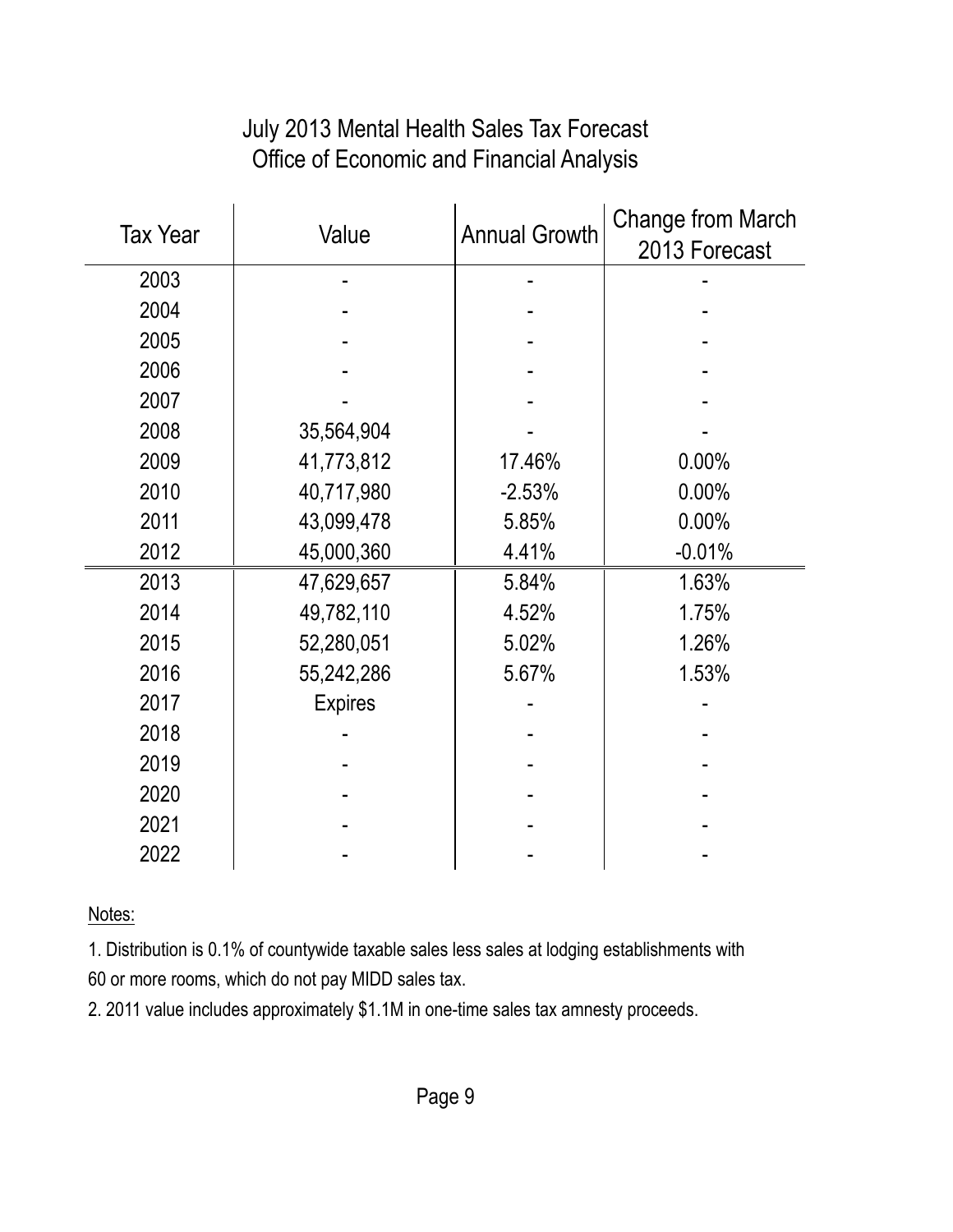# July 2013 Mental Health Sales Tax Forecast
## Office of Economic and Financial Analysis

| Tax Year | Value | Annual Growth | Change from March 2013 Forecast |
|---|---|---|---|
| 2003 | - | - | - |
| 2004 | - | - | - |
| 2005 | - | - | - |
| 2006 | - | - | - |
| 2007 | - | - | - |
| 2008 | 35,564,904 | - | - |
| 2009 | 41,773,812 | 17.46% | 0.00% |
| 2010 | 40,717,980 | -2.53% | 0.00% |
| 2011 | 43,099,478 | 5.85% | 0.00% |
| 2012 | 45,000,360 | 4.41% | -0.01% |
| 2013 | 47,629,657 | 5.84% | 1.63% |
| 2014 | 49,782,110 | 4.52% | 1.75% |
| 2015 | 52,280,051 | 5.02% | 1.26% |
| 2016 | 55,242,286 | 5.67% | 1.53% |
| 2017 | Expires | - | - |
| 2018 | - | - | - |
| 2019 | - | - | - |
| 2020 | - | - | - |
| 2021 | - | - | - |
| 2022 | - | - | - |

Notes:

1. Distribution is 0.1% of countywide taxable sales less sales at lodging establishments with 60 or more rooms, which do not pay MIDD sales tax.

2. 2011 value includes approximately $1.1M in one-time sales tax amnesty proceeds.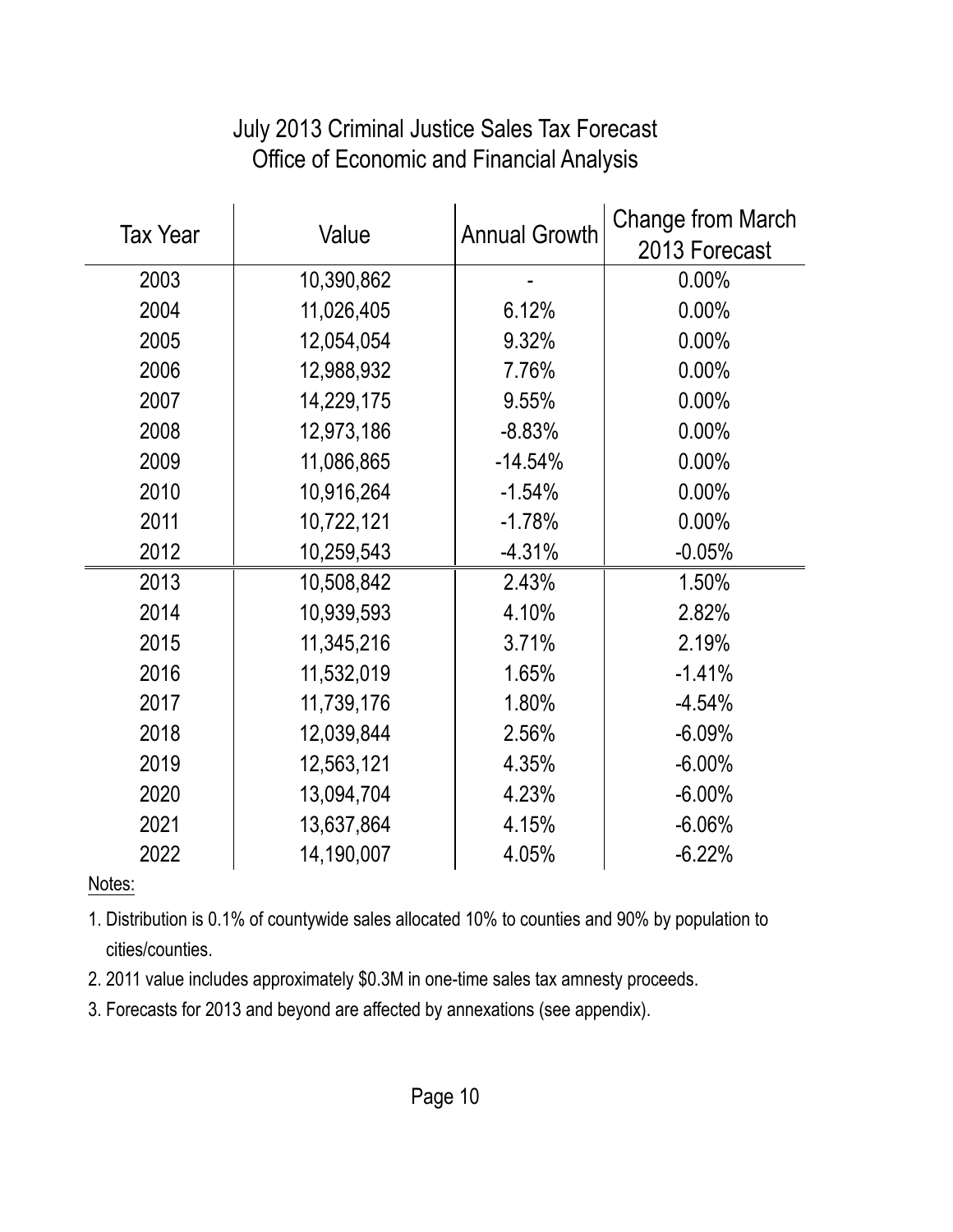# July 2013 Criminal Justice Sales Tax Forecast
## Office of Economic and Financial Analysis

| Tax Year | Value | Annual Growth | Change from March 2013 Forecast |
|---|---|---|---|
| 2003 | 10,390,862 | - | 0.00% |
| 2004 | 11,026,405 | 6.12% | 0.00% |
| 2005 | 12,054,054 | 9.32% | 0.00% |
| 2006 | 12,988,932 | 7.76% | 0.00% |
| 2007 | 14,229,175 | 9.55% | 0.00% |
| 2008 | 12,973,186 | -8.83% | 0.00% |
| 2009 | 11,086,865 | -14.54% | 0.00% |
| 2010 | 10,916,264 | -1.54% | 0.00% |
| 2011 | 10,722,121 | -1.78% | 0.00% |
| 2012 | 10,259,543 | -4.31% | -0.05% |
| 2013 | 10,508,842 | 2.43% | 1.50% |
| 2014 | 10,939,593 | 4.10% | 2.82% |
| 2015 | 11,345,216 | 3.71% | 2.19% |
| 2016 | 11,532,019 | 1.65% | -1.41% |
| 2017 | 11,739,176 | 1.80% | -4.54% |
| 2018 | 12,039,844 | 2.56% | -6.09% |
| 2019 | 12,563,121 | 4.35% | -6.00% |
| 2020 | 13,094,704 | 4.23% | -6.00% |
| 2021 | 13,637,864 | 4.15% | -6.06% |
| 2022 | 14,190,007 | 4.05% | -6.22% |

Notes:

1. Distribution is 0.1% of countywide sales allocated 10% to counties and 90% by population to cities/counties.
2. 2011 value includes approximately $0.3M in one-time sales tax amnesty proceeds.
3. Forecasts for 2013 and beyond are affected by annexations (see appendix).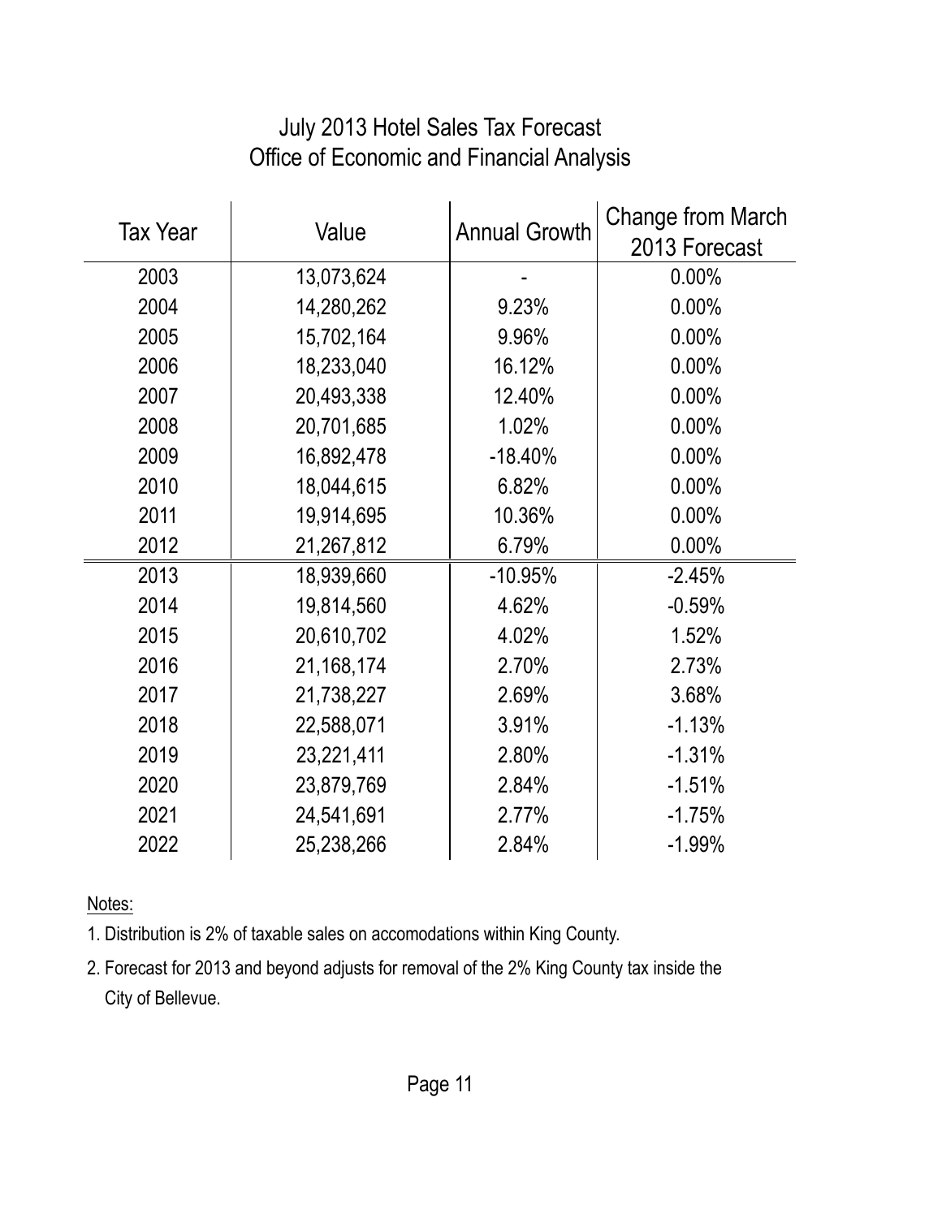# July 2013 Hotel Sales Tax Forecast
## Office of Economic and Financial Analysis

| Tax Year | Value | Annual Growth | Change from March 2013 Forecast |
|---|---|---|---|
| 2003 | 13,073,624 | - | 0.00% |
| 2004 | 14,280,262 | 9.23% | 0.00% |
| 2005 | 15,702,164 | 9.96% | 0.00% |
| 2006 | 18,233,040 | 16.12% | 0.00% |
| 2007 | 20,493,338 | 12.40% | 0.00% |
| 2008 | 20,701,685 | 1.02% | 0.00% |
| 2009 | 16,892,478 | -18.40% | 0.00% |
| 2010 | 18,044,615 | 6.82% | 0.00% |
| 2011 | 19,914,695 | 10.36% | 0.00% |
| 2012 | 21,267,812 | 6.79% | 0.00% |
| 2013 | 18,939,660 | -10.95% | -2.45% |
| 2014 | 19,814,560 | 4.62% | -0.59% |
| 2015 | 20,610,702 | 4.02% | 1.52% |
| 2016 | 21,168,174 | 2.70% | 2.73% |
| 2017 | 21,738,227 | 2.69% | 3.68% |
| 2018 | 22,588,071 | 3.91% | -1.13% |
| 2019 | 23,221,411 | 2.80% | -1.31% |
| 2020 | 23,879,769 | 2.84% | -1.51% |
| 2021 | 24,541,691 | 2.77% | -1.75% |
| 2022 | 25,238,266 | 2.84% | -1.99% |

Notes:

1. Distribution is 2% of taxable sales on accomodations within King County.
2. Forecast for 2013 and beyond adjusts for removal of the 2% King County tax inside the City of Bellevue.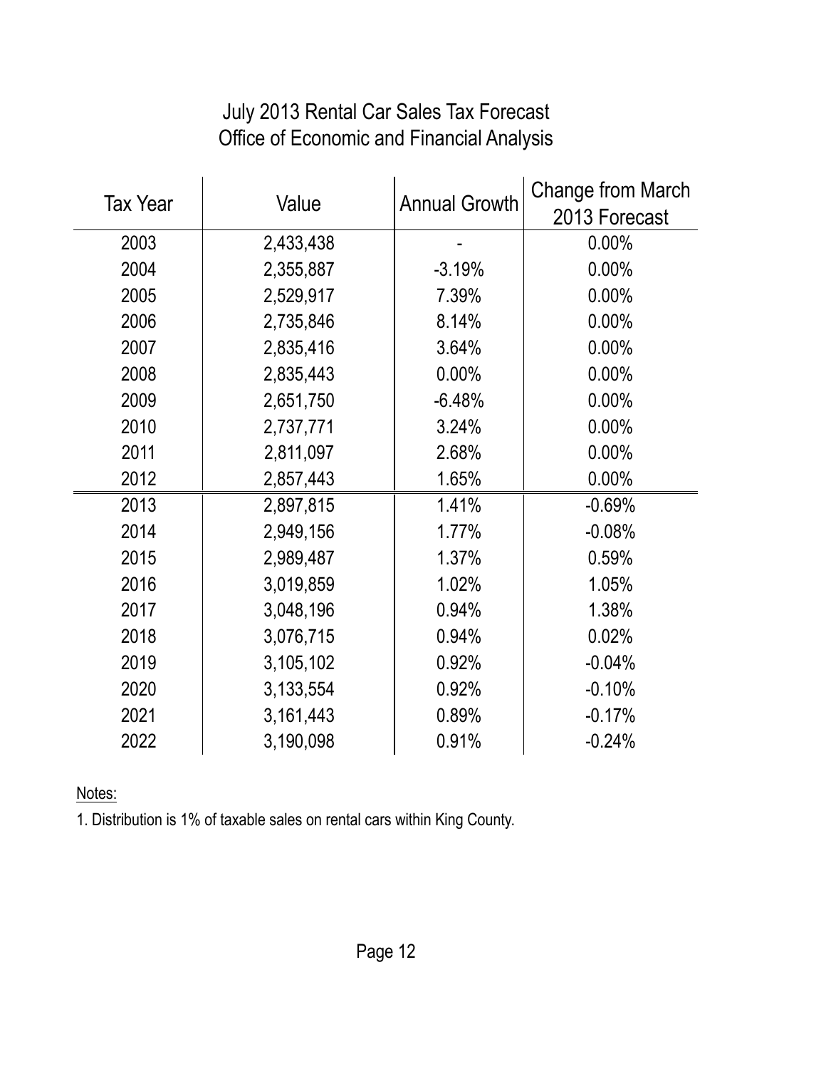# July 2013 Rental Car Sales Tax Forecast
## Office of Economic and Financial Analysis

| Tax Year | Value | Annual Growth | Change from March 2013 Forecast |
|---|---|---|---|
| 2003 | 2,433,438 | - | 0.00% |
| 2004 | 2,355,887 | -3.19% | 0.00% |
| 2005 | 2,529,917 | 7.39% | 0.00% |
| 2006 | 2,735,846 | 8.14% | 0.00% |
| 2007 | 2,835,416 | 3.64% | 0.00% |
| 2008 | 2,835,443 | 0.00% | 0.00% |
| 2009 | 2,651,750 | -6.48% | 0.00% |
| 2010 | 2,737,771 | 3.24% | 0.00% |
| 2011 | 2,811,097 | 2.68% | 0.00% |
| 2012 | 2,857,443 | 1.65% | 0.00% |
| 2013 | 2,897,815 | 1.41% | -0.69% |
| 2014 | 2,949,156 | 1.77% | -0.08% |
| 2015 | 2,989,487 | 1.37% | 0.59% |
| 2016 | 3,019,859 | 1.02% | 1.05% |
| 2017 | 3,048,196 | 0.94% | 1.38% |
| 2018 | 3,076,715 | 0.94% | 0.02% |
| 2019 | 3,105,102 | 0.92% | -0.04% |
| 2020 | 3,133,554 | 0.92% | -0.10% |
| 2021 | 3,161,443 | 0.89% | -0.17% |
| 2022 | 3,190,098 | 0.91% | -0.24% |

Notes:

1. Distribution is 1% of taxable sales on rental cars within King County.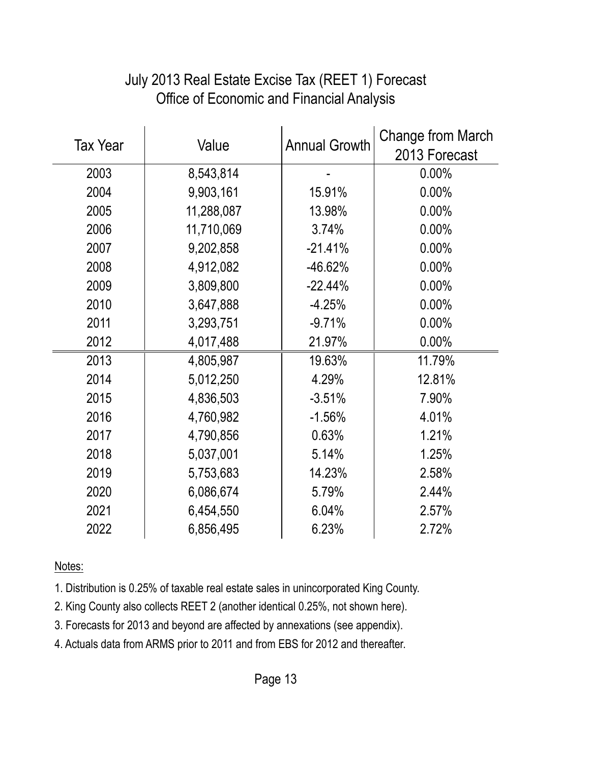# July 2013 Real Estate Excise Tax (REET 1) Forecast
## Office of Economic and Financial Analysis

| Tax Year | Value | Annual Growth | Change from March 2013 Forecast |
|---|---|---|---|
| 2003 | 8,543,814 | - | 0.00% |
| 2004 | 9,903,161 | 15.91% | 0.00% |
| 2005 | 11,288,087 | 13.98% | 0.00% |
| 2006 | 11,710,069 | 3.74% | 0.00% |
| 2007 | 9,202,858 | -21.41% | 0.00% |
| 2008 | 4,912,082 | -46.62% | 0.00% |
| 2009 | 3,809,800 | -22.44% | 0.00% |
| 2010 | 3,647,888 | -4.25% | 0.00% |
| 2011 | 3,293,751 | -9.71% | 0.00% |
| 2012 | 4,017,488 | 21.97% | 0.00% |
| 2013 | 4,805,987 | 19.63% | 11.79% |
| 2014 | 5,012,250 | 4.29% | 12.81% |
| 2015 | 4,836,503 | -3.51% | 7.90% |
| 2016 | 4,760,982 | -1.56% | 4.01% |
| 2017 | 4,790,856 | 0.63% | 1.21% |
| 2018 | 5,037,001 | 5.14% | 1.25% |
| 2019 | 5,753,683 | 14.23% | 2.58% |
| 2020 | 6,086,674 | 5.79% | 2.44% |
| 2021 | 6,454,550 | 6.04% | 2.57% |
| 2022 | 6,856,495 | 6.23% | 2.72% |

Notes:

1. Distribution is 0.25% of taxable real estate sales in unincorporated King County.
2. King County also collects REET 2 (another identical 0.25%, not shown here).
3. Forecasts for 2013 and beyond are affected by annexations (see appendix).
4. Actuals data from ARMS prior to 2011 and from EBS for 2012 and thereafter.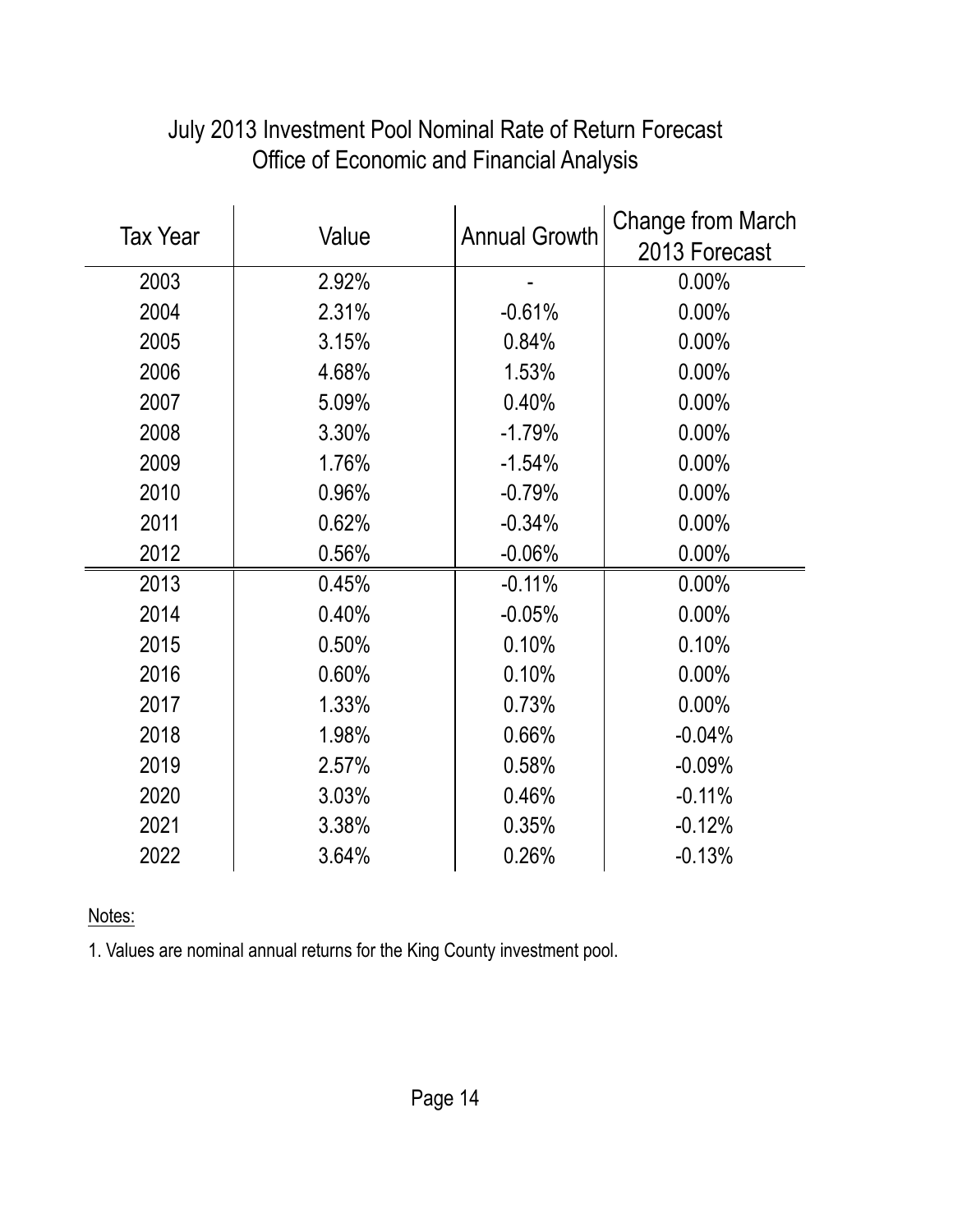# July 2013 Investment Pool Nominal Rate of Return Forecast
## Office of Economic and Financial Analysis

| Tax Year | Value | Annual Growth | Change from March 2013 Forecast |
|---|---|---|---|
| 2003 | 2.92% | - | 0.00% |
| 2004 | 2.31% | -0.61% | 0.00% |
| 2005 | 3.15% | 0.84% | 0.00% |
| 2006 | 4.68% | 1.53% | 0.00% |
| 2007 | 5.09% | 0.40% | 0.00% |
| 2008 | 3.30% | -1.79% | 0.00% |
| 2009 | 1.76% | -1.54% | 0.00% |
| 2010 | 0.96% | -0.79% | 0.00% |
| 2011 | 0.62% | -0.34% | 0.00% |
| 2012 | 0.56% | -0.06% | 0.00% |
| 2013 | 0.45% | -0.11% | 0.00% |
| 2014 | 0.40% | -0.05% | 0.00% |
| 2015 | 0.50% | 0.10% | 0.10% |
| 2016 | 0.60% | 0.10% | 0.00% |
| 2017 | 1.33% | 0.73% | 0.00% |
| 2018 | 1.98% | 0.66% | -0.04% |
| 2019 | 2.57% | 0.58% | -0.09% |
| 2020 | 3.03% | 0.46% | -0.11% |
| 2021 | 3.38% | 0.35% | -0.12% |
| 2022 | 3.64% | 0.26% | -0.13% |

Notes:

1. Values are nominal annual returns for the King County investment pool.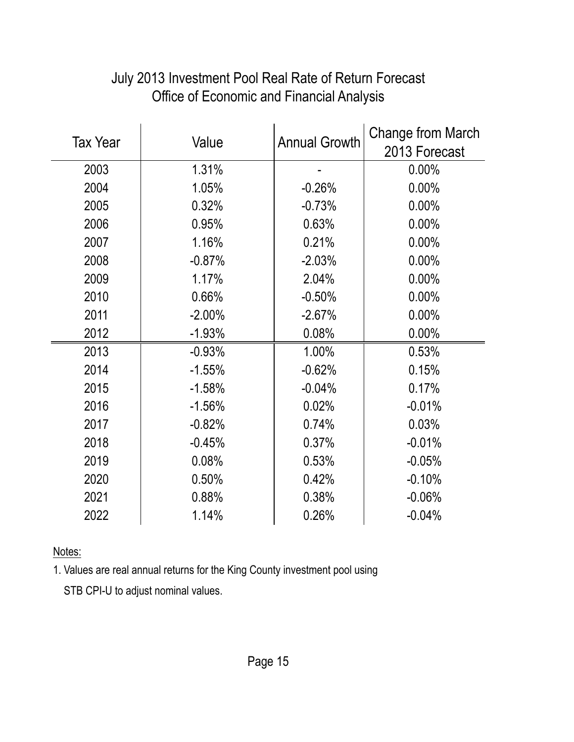# July 2013 Investment Pool Real Rate of Return Forecast
## Office of Economic and Financial Analysis

| Tax Year | Value | Annual Growth | Change from March 2013 Forecast |
|---|---|---|---|
| 2003 | 1.31% | - | 0.00% |
| 2004 | 1.05% | -0.26% | 0.00% |
| 2005 | 0.32% | -0.73% | 0.00% |
| 2006 | 0.95% | 0.63% | 0.00% |
| 2007 | 1.16% | 0.21% | 0.00% |
| 2008 | -0.87% | -2.03% | 0.00% |
| 2009 | 1.17% | 2.04% | 0.00% |
| 2010 | 0.66% | -0.50% | 0.00% |
| 2011 | -2.00% | -2.67% | 0.00% |
| 2012 | -1.93% | 0.08% | 0.00% |
| 2013 | -0.93% | 1.00% | 0.53% |
| 2014 | -1.55% | -0.62% | 0.15% |
| 2015 | -1.58% | -0.04% | 0.17% |
| 2016 | -1.56% | 0.02% | -0.01% |
| 2017 | -0.82% | 0.74% | 0.03% |
| 2018 | -0.45% | 0.37% | -0.01% |
| 2019 | 0.08% | 0.53% | -0.05% |
| 2020 | 0.50% | 0.42% | -0.10% |
| 2021 | 0.88% | 0.38% | -0.06% |
| 2022 | 1.14% | 0.26% | -0.04% |

Notes:

1. Values are real annual returns for the King County investment pool using STB CPI-U to adjust nominal values.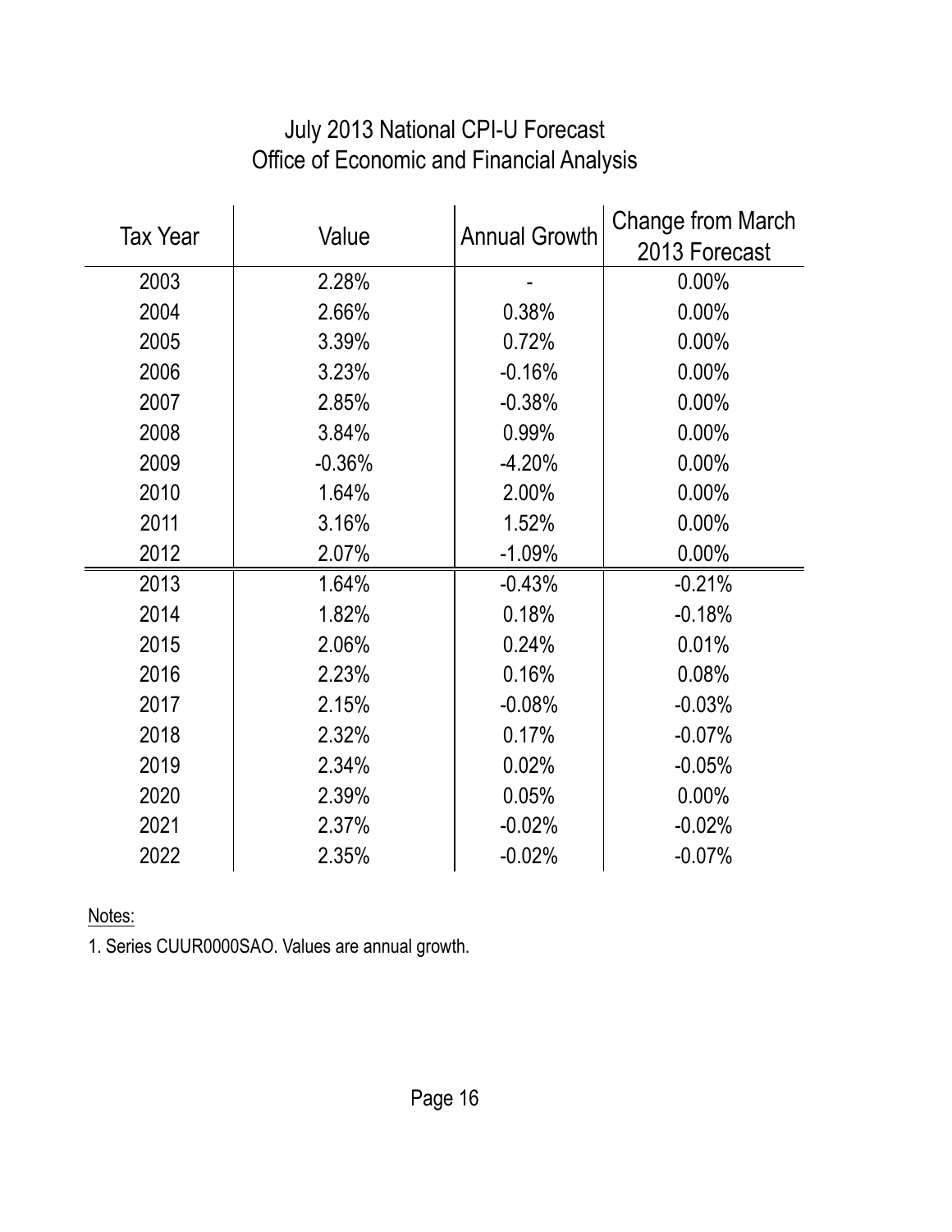# July 2013 National CPI-U Forecast
## Office of Economic and Financial Analysis

| Tax Year | Value | Annual Growth | Change from March 2013 Forecast |
|---|---|---|---|
| 2003 | 2.28% | - | 0.00% |
| 2004 | 2.66% | 0.38% | 0.00% |
| 2005 | 3.39% | 0.72% | 0.00% |
| 2006 | 3.23% | -0.16% | 0.00% |
| 2007 | 2.85% | -0.38% | 0.00% |
| 2008 | 3.84% | 0.99% | 0.00% |
| 2009 | -0.36% | -4.20% | 0.00% |
| 2010 | 1.64% | 2.00% | 0.00% |
| 2011 | 3.16% | 1.52% | 0.00% |
| 2012 | 2.07% | -1.09% | 0.00% |
| 2013 | 1.64% | -0.43% | -0.21% |
| 2014 | 1.82% | 0.18% | -0.18% |
| 2015 | 2.06% | 0.24% | 0.01% |
| 2016 | 2.23% | 0.16% | 0.08% |
| 2017 | 2.15% | -0.08% | -0.03% |
| 2018 | 2.32% | 0.17% | -0.07% |
| 2019 | 2.34% | 0.02% | -0.05% |
| 2020 | 2.39% | 0.05% | 0.00% |
| 2021 | 2.37% | -0.02% | -0.02% |
| 2022 | 2.35% | -0.02% | -0.07% |

Notes:

1. Series CUUR0000SAO. Values are annual growth.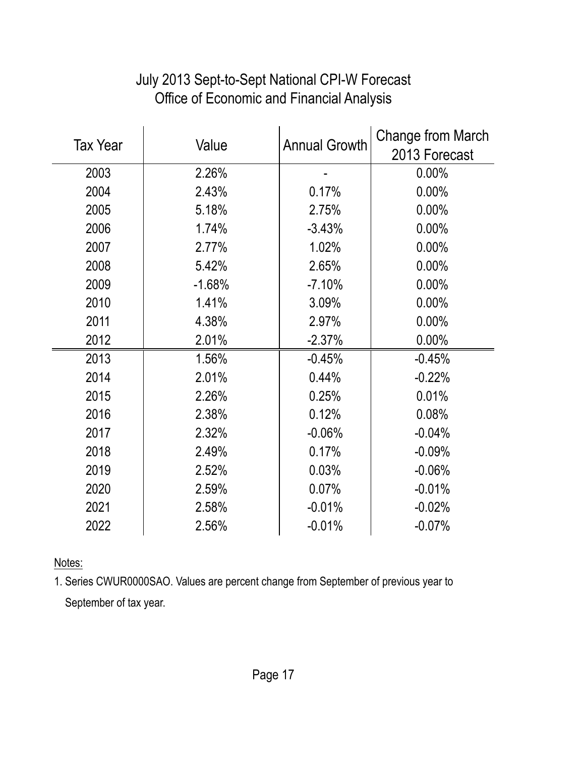# July 2013 Sept-to-Sept National CPI-W Forecast
## Office of Economic and Financial Analysis

| Tax Year | Value | Annual Growth | Change from March 2013 Forecast |
|---|---|---|---|
| 2003 | 2.26% | - | 0.00% |
| 2004 | 2.43% | 0.17% | 0.00% |
| 2005 | 5.18% | 2.75% | 0.00% |
| 2006 | 1.74% | -3.43% | 0.00% |
| 2007 | 2.77% | 1.02% | 0.00% |
| 2008 | 5.42% | 2.65% | 0.00% |
| 2009 | -1.68% | -7.10% | 0.00% |
| 2010 | 1.41% | 3.09% | 0.00% |
| 2011 | 4.38% | 2.97% | 0.00% |
| 2012 | 2.01% | -2.37% | 0.00% |
| 2013 | 1.56% | -0.45% | -0.45% |
| 2014 | 2.01% | 0.44% | -0.22% |
| 2015 | 2.26% | 0.25% | 0.01% |
| 2016 | 2.38% | 0.12% | 0.08% |
| 2017 | 2.32% | -0.06% | -0.04% |
| 2018 | 2.49% | 0.17% | -0.09% |
| 2019 | 2.52% | 0.03% | -0.06% |
| 2020 | 2.59% | 0.07% | -0.01% |
| 2021 | 2.58% | -0.01% | -0.02% |
| 2022 | 2.56% | -0.01% | -0.07% |

Notes:

1. Series CWUR0000SAO. Values are percent change from September of previous year to September of tax year.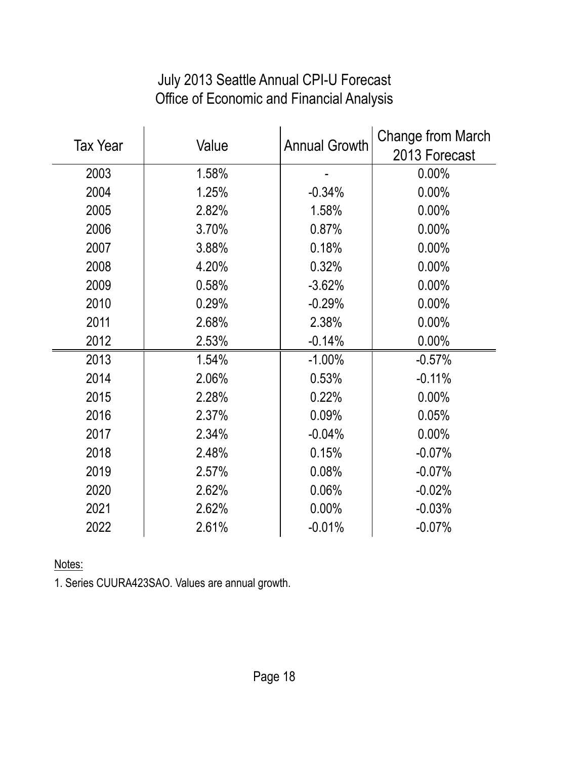# July 2013 Seattle Annual CPI-U Forecast
## Office of Economic and Financial Analysis

| Tax Year | Value | Annual Growth | Change from March 2013 Forecast |
|---|---|---|---|
| 2003 | 1.58% | - | 0.00% |
| 2004 | 1.25% | -0.34% | 0.00% |
| 2005 | 2.82% | 1.58% | 0.00% |
| 2006 | 3.70% | 0.87% | 0.00% |
| 2007 | 3.88% | 0.18% | 0.00% |
| 2008 | 4.20% | 0.32% | 0.00% |
| 2009 | 0.58% | -3.62% | 0.00% |
| 2010 | 0.29% | -0.29% | 0.00% |
| 2011 | 2.68% | 2.38% | 0.00% |
| 2012 | 2.53% | -0.14% | 0.00% |
| 2013 | 1.54% | -1.00% | -0.57% |
| 2014 | 2.06% | 0.53% | -0.11% |
| 2015 | 2.28% | 0.22% | 0.00% |
| 2016 | 2.37% | 0.09% | 0.05% |
| 2017 | 2.34% | -0.04% | 0.00% |
| 2018 | 2.48% | 0.15% | -0.07% |
| 2019 | 2.57% | 0.08% | -0.07% |
| 2020 | 2.62% | 0.06% | -0.02% |
| 2021 | 2.62% | 0.00% | -0.03% |
| 2022 | 2.61% | -0.01% | -0.07% |

Notes:

1. Series CUURA423SAO. Values are annual growth.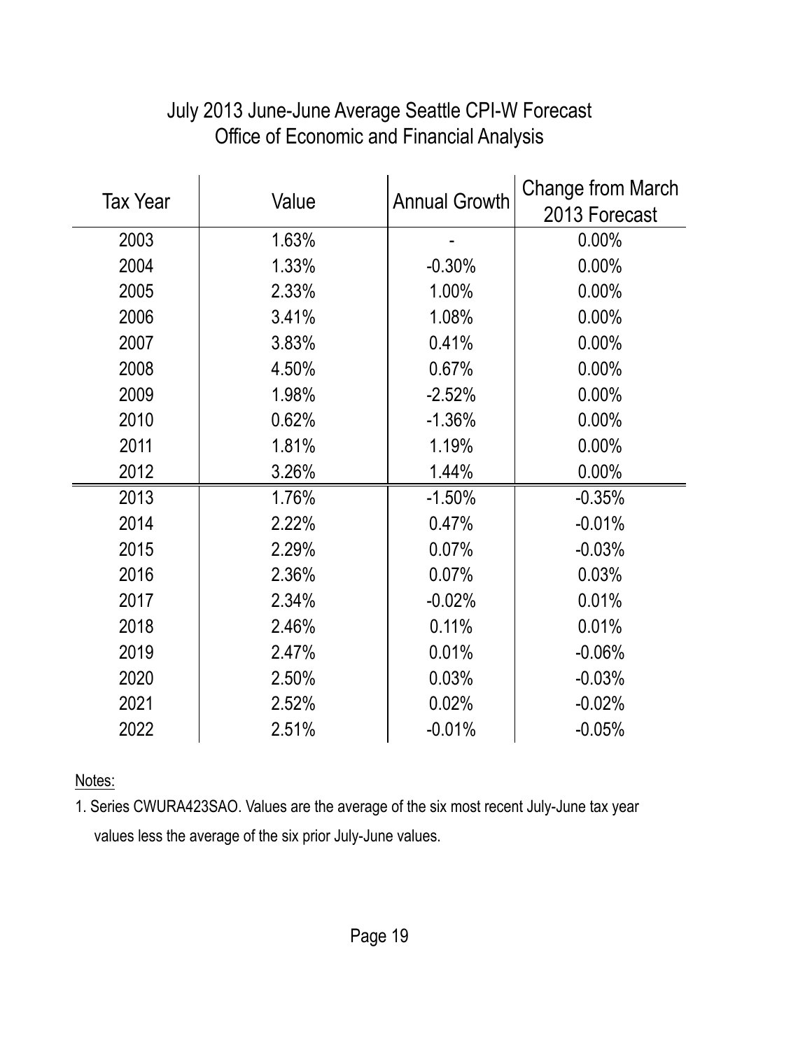# July 2013 June-June Average Seattle CPI-W Forecast
## Office of Economic and Financial Analysis

| Tax Year | Value | Annual Growth | Change from March 2013 Forecast |
|---|---|---|---|
| 2003 | 1.63% | - | 0.00% |
| 2004 | 1.33% | -0.30% | 0.00% |
| 2005 | 2.33% | 1.00% | 0.00% |
| 2006 | 3.41% | 1.08% | 0.00% |
| 2007 | 3.83% | 0.41% | 0.00% |
| 2008 | 4.50% | 0.67% | 0.00% |
| 2009 | 1.98% | -2.52% | 0.00% |
| 2010 | 0.62% | -1.36% | 0.00% |
| 2011 | 1.81% | 1.19% | 0.00% |
| 2012 | 3.26% | 1.44% | 0.00% |
| 2013 | 1.76% | -1.50% | -0.35% |
| 2014 | 2.22% | 0.47% | -0.01% |
| 2015 | 2.29% | 0.07% | -0.03% |
| 2016 | 2.36% | 0.07% | 0.03% |
| 2017 | 2.34% | -0.02% | 0.01% |
| 2018 | 2.46% | 0.11% | 0.01% |
| 2019 | 2.47% | 0.01% | -0.06% |
| 2020 | 2.50% | 0.03% | -0.03% |
| 2021 | 2.52% | 0.02% | -0.02% |
| 2022 | 2.51% | -0.01% | -0.05% |

Notes:

1. Series CWURA423SAO. Values are the average of the six most recent July-June tax year values less the average of the six prior July-June values.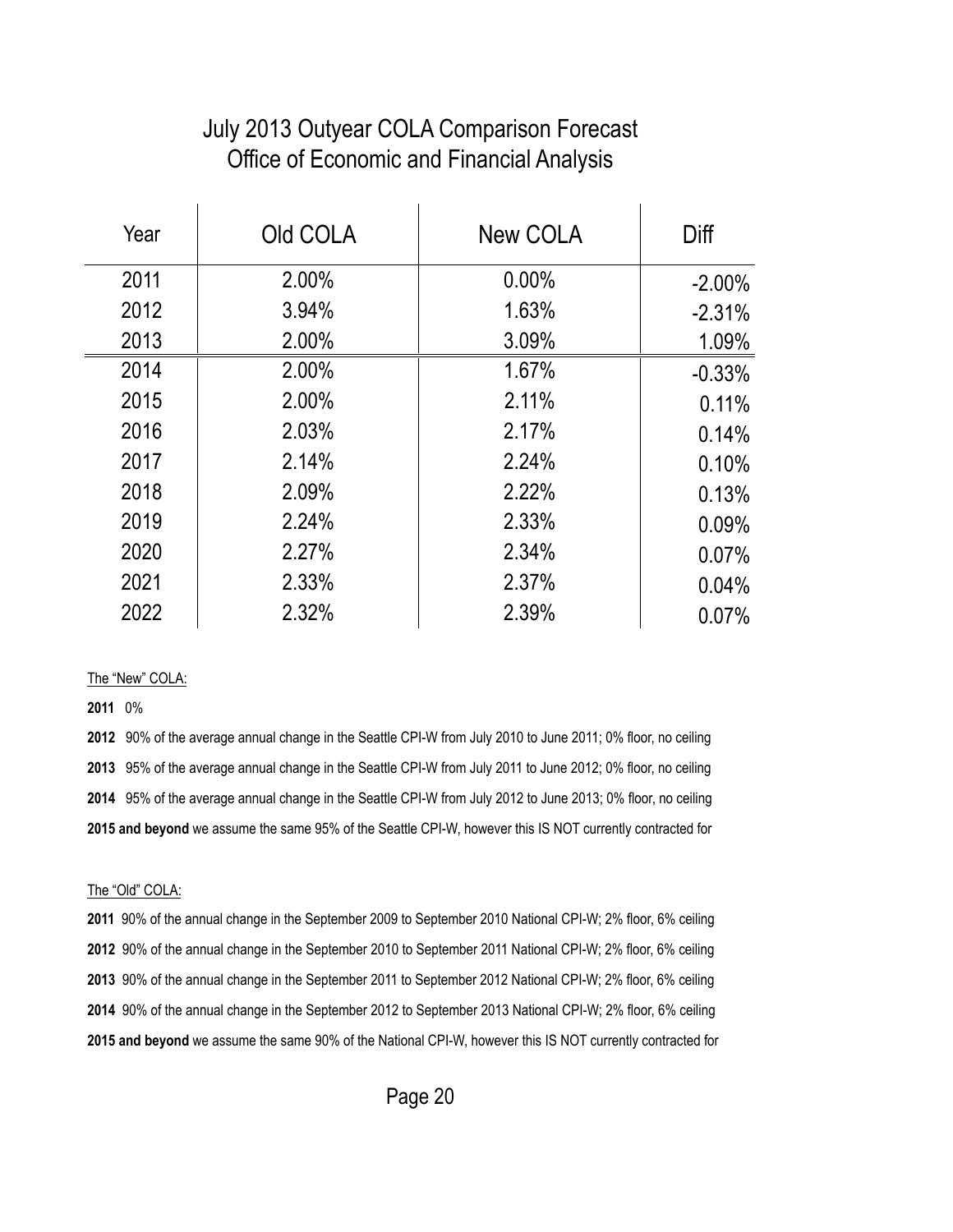# July 2013 Outyear COLA Comparison Forecast
## Office of Economic and Financial Analysis

| Year | Old COLA | New COLA | Diff |
|---|---|---|---|
| 2011 | 2.00% | 0.00% | -2.00% |
| 2012 | 3.94% | 1.63% | -2.31% |
| 2013 | 2.00% | 3.09% | 1.09% |
| 2014 | 2.00% | 1.67% | -0.33% |
| 2015 | 2.00% | 2.11% | 0.11% |
| 2016 | 2.03% | 2.17% | 0.14% |
| 2017 | 2.14% | 2.24% | 0.10% |
| 2018 | 2.09% | 2.22% | 0.13% |
| 2019 | 2.24% | 2.33% | 0.09% |
| 2020 | 2.27% | 2.34% | 0.07% |
| 2021 | 2.33% | 2.37% | 0.04% |
| 2022 | 2.32% | 2.39% | 0.07% |

The "New" COLA:

**2011** 0%

**2012** 90% of the average annual change in the Seattle CPI-W from July 2010 to June 2011; 0% floor, no ceiling

**2013** 95% of the average annual change in the Seattle CPI-W from July 2011 to June 2012; 0% floor, no ceiling

**2014** 95% of the average annual change in the Seattle CPI-W from July 2012 to June 2013; 0% floor, no ceiling

**2015 and beyond** we assume the same 95% of the Seattle CPI-W, however this IS NOT currently contracted for

The "Old" COLA:

**2011** 90% of the annual change in the September 2009 to September 2010 National CPI-W; 2% floor, 6% ceiling

**2012** 90% of the annual change in the September 2010 to September 2011 National CPI-W; 2% floor, 6% ceiling

**2013** 90% of the annual change in the September 2011 to September 2012 National CPI-W; 2% floor, 6% ceiling

**2014** 90% of the annual change in the September 2012 to September 2013 National CPI-W; 2% floor, 6% ceiling

**2015 and beyond** we assume the same 90% of the National CPI-W, however this IS NOT currently contracted for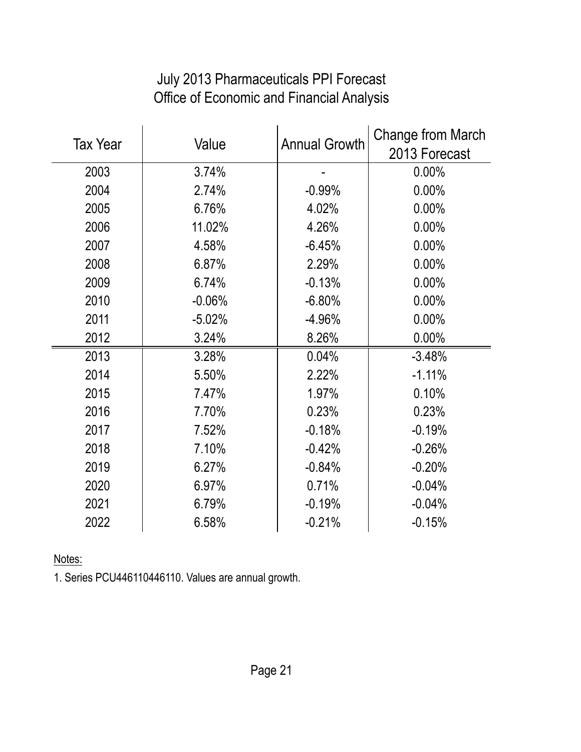# July 2013 Pharmaceuticals PPI Forecast
## Office of Economic and Financial Analysis

| Tax Year | Value | Annual Growth | Change from March 2013 Forecast |
|---|---|---|---|
| 2003 | 3.74% | - | 0.00% |
| 2004 | 2.74% | -0.99% | 0.00% |
| 2005 | 6.76% | 4.02% | 0.00% |
| 2006 | 11.02% | 4.26% | 0.00% |
| 2007 | 4.58% | -6.45% | 0.00% |
| 2008 | 6.87% | 2.29% | 0.00% |
| 2009 | 6.74% | -0.13% | 0.00% |
| 2010 | -0.06% | -6.80% | 0.00% |
| 2011 | -5.02% | -4.96% | 0.00% |
| 2012 | 3.24% | 8.26% | 0.00% |
| 2013 | 3.28% | 0.04% | -3.48% |
| 2014 | 5.50% | 2.22% | -1.11% |
| 2015 | 7.47% | 1.97% | 0.10% |
| 2016 | 7.70% | 0.23% | 0.23% |
| 2017 | 7.52% | -0.18% | -0.19% |
| 2018 | 7.10% | -0.42% | -0.26% |
| 2019 | 6.27% | -0.84% | -0.20% |
| 2020 | 6.97% | 0.71% | -0.04% |
| 2021 | 6.79% | -0.19% | -0.04% |
| 2022 | 6.58% | -0.21% | -0.15% |

Notes:

1. Series PCU446110446110. Values are annual growth.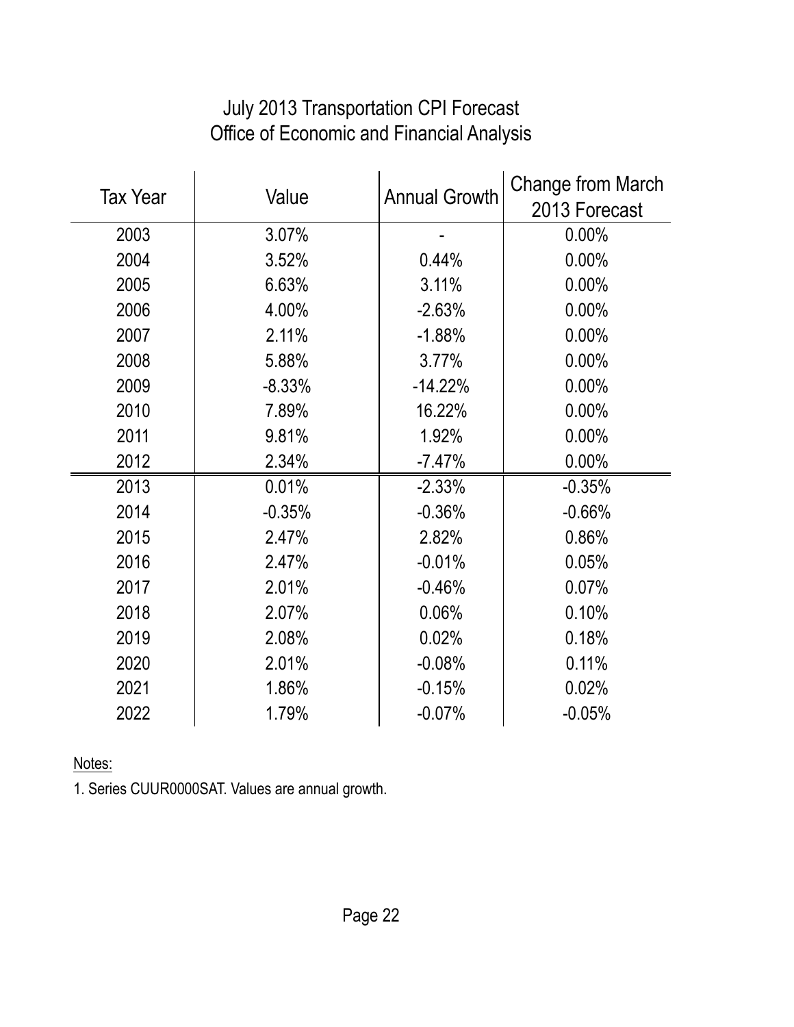# July 2013 Transportation CPI Forecast
## Office of Economic and Financial Analysis

| Tax Year | Value | Annual Growth | Change from March 2013 Forecast |
|---|---|---|---|
| 2003 | 3.07% | - | 0.00% |
| 2004 | 3.52% | 0.44% | 0.00% |
| 2005 | 6.63% | 3.11% | 0.00% |
| 2006 | 4.00% | -2.63% | 0.00% |
| 2007 | 2.11% | -1.88% | 0.00% |
| 2008 | 5.88% | 3.77% | 0.00% |
| 2009 | -8.33% | -14.22% | 0.00% |
| 2010 | 7.89% | 16.22% | 0.00% |
| 2011 | 9.81% | 1.92% | 0.00% |
| 2012 | 2.34% | -7.47% | 0.00% |
| 2013 | 0.01% | -2.33% | -0.35% |
| 2014 | -0.35% | -0.36% | -0.66% |
| 2015 | 2.47% | 2.82% | 0.86% |
| 2016 | 2.47% | -0.01% | 0.05% |
| 2017 | 2.01% | -0.46% | 0.07% |
| 2018 | 2.07% | 0.06% | 0.10% |
| 2019 | 2.08% | 0.02% | 0.18% |
| 2020 | 2.01% | -0.08% | 0.11% |
| 2021 | 1.86% | -0.15% | 0.02% |
| 2022 | 1.79% | -0.07% | -0.05% |

Notes:

1. Series CUUR0000SAT. Values are annual growth.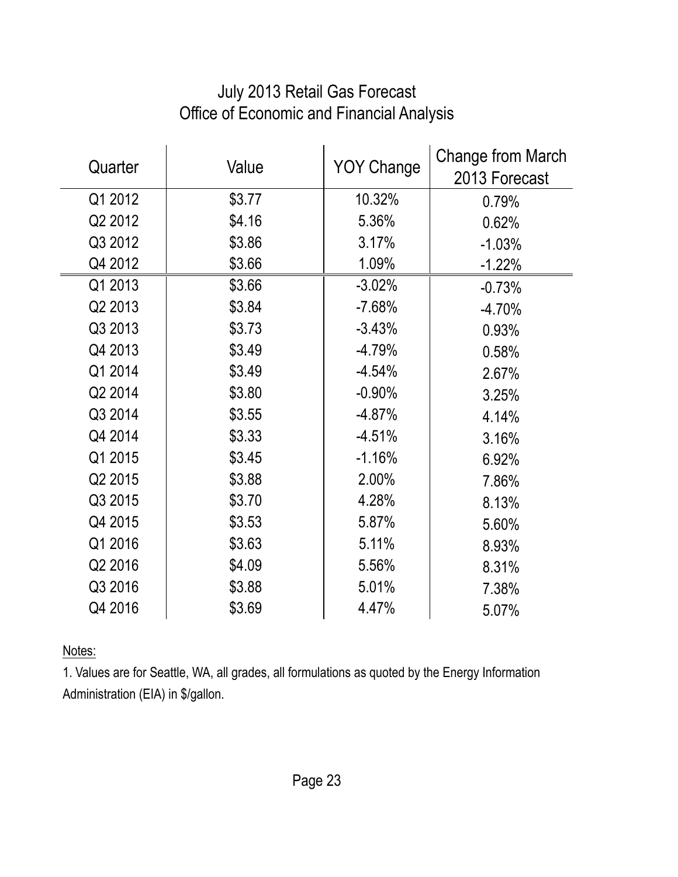# July 2013 Retail Gas Forecast
## Office of Economic and Financial Analysis

| Quarter | Value | YOY Change | Change from March 2013 Forecast |
|---|---|---|---|
| Q1 2012 | $3.77 | 10.32% | 0.79% |
| Q2 2012 | $4.16 | 5.36% | 0.62% |
| Q3 2012 | $3.86 | 3.17% | -1.03% |
| Q4 2012 | $3.66 | 1.09% | -1.22% |
| Q1 2013 | $3.66 | -3.02% | -0.73% |
| Q2 2013 | $3.84 | -7.68% | -4.70% |
| Q3 2013 | $3.73 | -3.43% | 0.93% |
| Q4 2013 | $3.49 | -4.79% | 0.58% |
| Q1 2014 | $3.49 | -4.54% | 2.67% |
| Q2 2014 | $3.80 | -0.90% | 3.25% |
| Q3 2014 | $3.55 | -4.87% | 4.14% |
| Q4 2014 | $3.33 | -4.51% | 3.16% |
| Q1 2015 | $3.45 | -1.16% | 6.92% |
| Q2 2015 | $3.88 | 2.00% | 7.86% |
| Q3 2015 | $3.70 | 4.28% | 8.13% |
| Q4 2015 | $3.53 | 5.87% | 5.60% |
| Q1 2016 | $3.63 | 5.11% | 8.93% |
| Q2 2016 | $4.09 | 5.56% | 8.31% |
| Q3 2016 | $3.88 | 5.01% | 7.38% |
| Q4 2016 | $3.69 | 4.47% | 5.07% |

Notes:

1. Values are for Seattle, WA, all grades, all formulations as quoted by the Energy Information Administration (EIA) in $/gallon.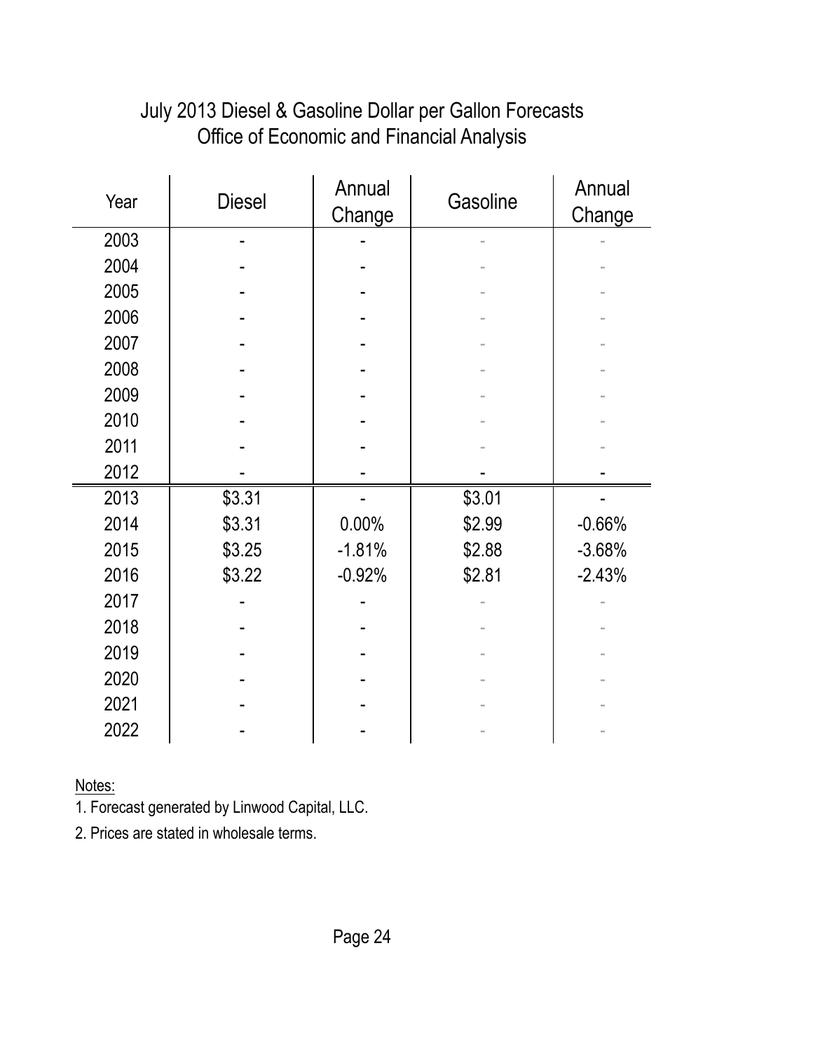# July 2013 Diesel & Gasoline Dollar per Gallon Forecasts
## Office of Economic and Financial Analysis

| Year | Diesel | Annual Change | Gasoline | Annual Change |
|---|---|---|---|---|
| 2003 | - | - | - | - |
| 2004 | - | - | - | - |
| 2005 | - | - | - | - |
| 2006 | - | - | - | - |
| 2007 | - | - | - | - |
| 2008 | - | - | - | - |
| 2009 | - | - | - | - |
| 2010 | - | - | - | - |
| 2011 | - | - | - | - |
| 2012 | - | - | - | - |
| 2013 | $3.31 | - | $3.01 | - |
| 2014 | $3.31 | 0.00% | $2.99 | -0.66% |
| 2015 | $3.25 | -1.81% | $2.88 | -3.68% |
| 2016 | $3.22 | -0.92% | $2.81 | -2.43% |
| 2017 | - | - | - | - |
| 2018 | - | - | - | - |
| 2019 | - | - | - | - |
| 2020 | - | - | - | - |
| 2021 | - | - | - | - |
| 2022 | - | - | - | - |

Notes:

1. Forecast generated by Linwood Capital, LLC.
2. Prices are stated in wholesale terms.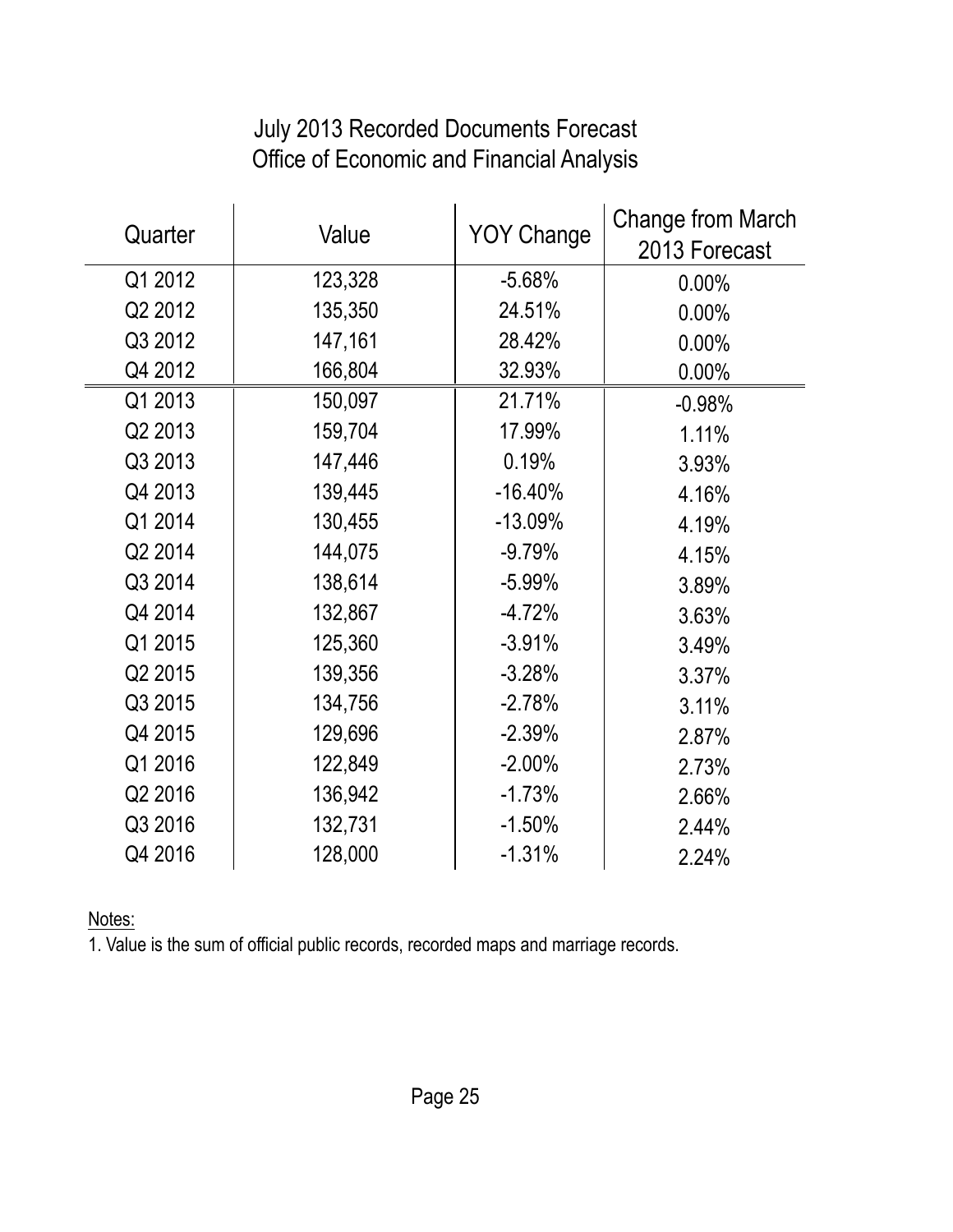# July 2013 Recorded Documents Forecast
## Office of Economic and Financial Analysis

| Quarter | Value | YOY Change | Change from March 2013 Forecast |
|---|---|---|---|
| Q1 2012 | 123,328 | -5.68% | 0.00% |
| Q2 2012 | 135,350 | 24.51% | 0.00% |
| Q3 2012 | 147,161 | 28.42% | 0.00% |
| Q4 2012 | 166,804 | 32.93% | 0.00% |
| Q1 2013 | 150,097 | 21.71% | -0.98% |
| Q2 2013 | 159,704 | 17.99% | 1.11% |
| Q3 2013 | 147,446 | 0.19% | 3.93% |
| Q4 2013 | 139,445 | -16.40% | 4.16% |
| Q1 2014 | 130,455 | -13.09% | 4.19% |
| Q2 2014 | 144,075 | -9.79% | 4.15% |
| Q3 2014 | 138,614 | -5.99% | 3.89% |
| Q4 2014 | 132,867 | -4.72% | 3.63% |
| Q1 2015 | 125,360 | -3.91% | 3.49% |
| Q2 2015 | 139,356 | -3.28% | 3.37% |
| Q3 2015 | 134,756 | -2.78% | 3.11% |
| Q4 2015 | 129,696 | -2.39% | 2.87% |
| Q1 2016 | 122,849 | -2.00% | 2.73% |
| Q2 2016 | 136,942 | -1.73% | 2.66% |
| Q3 2016 | 132,731 | -1.50% | 2.44% |
| Q4 2016 | 128,000 | -1.31% | 2.24% |

Notes:

1. Value is the sum of official public records, recorded maps and marriage records.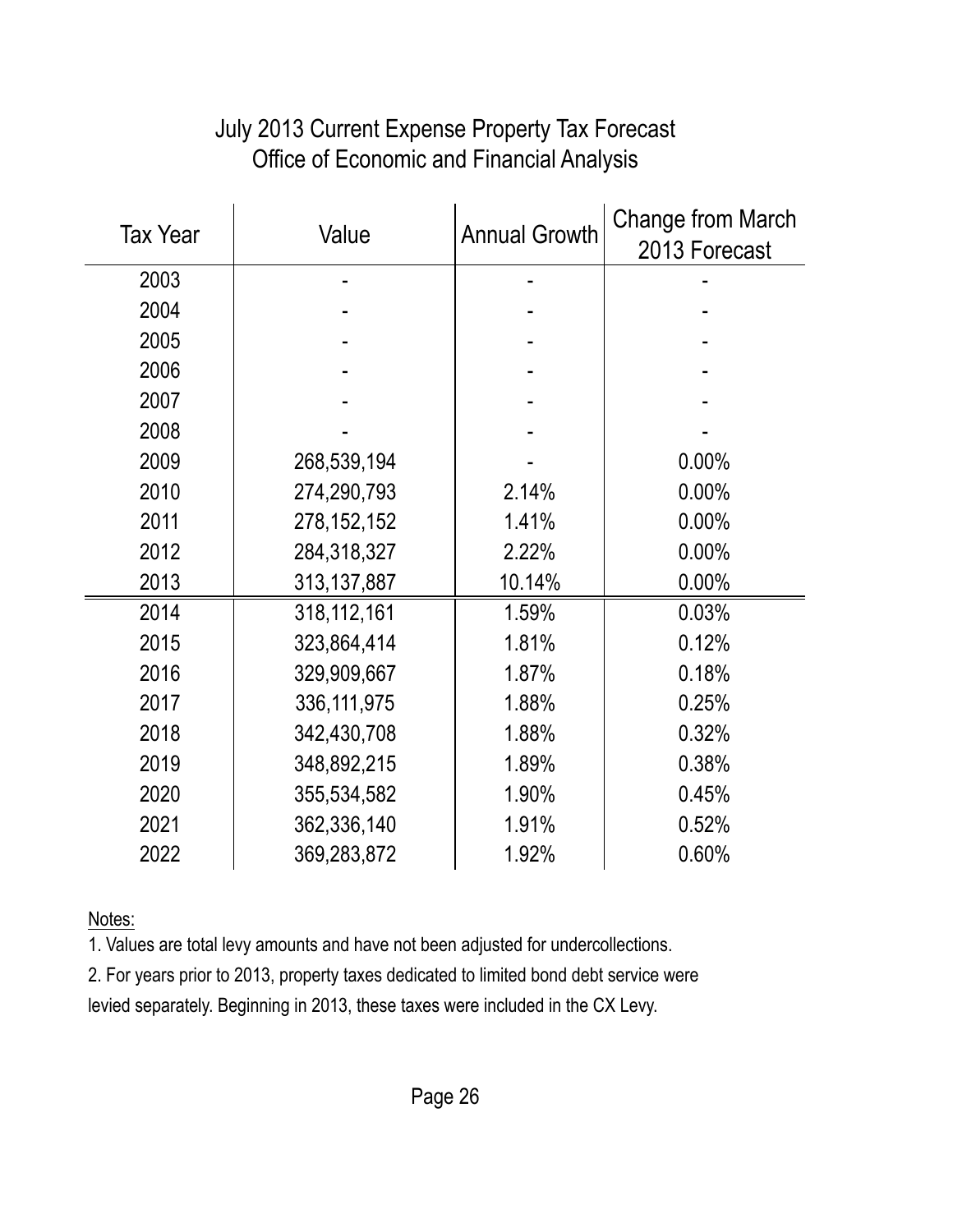# July 2013 Current Expense Property Tax Forecast
## Office of Economic and Financial Analysis

| Tax Year | Value | Annual Growth | Change from March 2013 Forecast |
|---|---|---|---|
| 2003 | - | - | - |
| 2004 | - | - | - |
| 2005 | - | - | - |
| 2006 | - | - | - |
| 2007 | - | - | - |
| 2008 | - | - | - |
| 2009 | 268,539,194 | - | 0.00% |
| 2010 | 274,290,793 | 2.14% | 0.00% |
| 2011 | 278,152,152 | 1.41% | 0.00% |
| 2012 | 284,318,327 | 2.22% | 0.00% |
| 2013 | 313,137,887 | 10.14% | 0.00% |
| 2014 | 318,112,161 | 1.59% | 0.03% |
| 2015 | 323,864,414 | 1.81% | 0.12% |
| 2016 | 329,909,667 | 1.87% | 0.18% |
| 2017 | 336,111,975 | 1.88% | 0.25% |
| 2018 | 342,430,708 | 1.88% | 0.32% |
| 2019 | 348,892,215 | 1.89% | 0.38% |
| 2020 | 355,534,582 | 1.90% | 0.45% |
| 2021 | 362,336,140 | 1.91% | 0.52% |
| 2022 | 369,283,872 | 1.92% | 0.60% |

Notes:

1. Values are total levy amounts and have not been adjusted for undercollections.
2. For years prior to 2013, property taxes dedicated to limited bond debt service were levied separately. Beginning in 2013, these taxes were included in the CX Levy.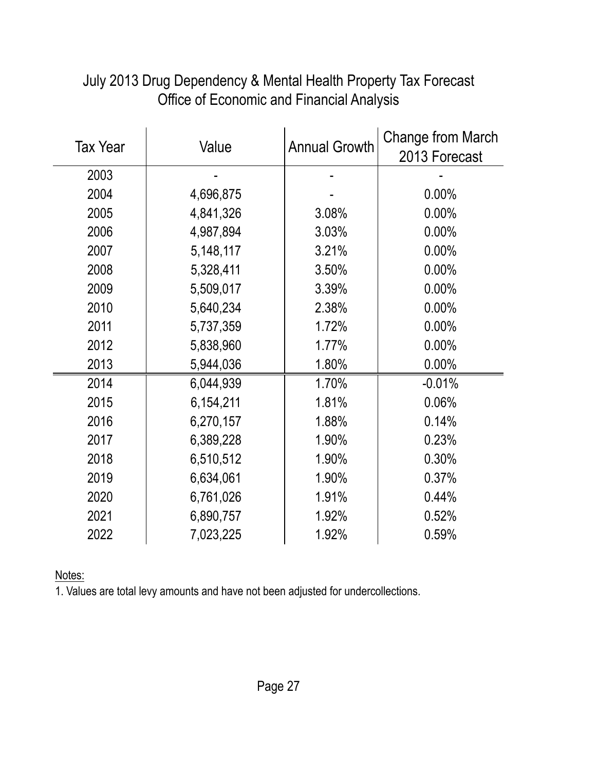# July 2013 Drug Dependency & Mental Health Property Tax Forecast
## Office of Economic and Financial Analysis

| Tax Year | Value | Annual Growth | Change from March 2013 Forecast |
|---|---|---|---|
| 2003 | - | - | - |
| 2004 | 4,696,875 | - | 0.00% |
| 2005 | 4,841,326 | 3.08% | 0.00% |
| 2006 | 4,987,894 | 3.03% | 0.00% |
| 2007 | 5,148,117 | 3.21% | 0.00% |
| 2008 | 5,328,411 | 3.50% | 0.00% |
| 2009 | 5,509,017 | 3.39% | 0.00% |
| 2010 | 5,640,234 | 2.38% | 0.00% |
| 2011 | 5,737,359 | 1.72% | 0.00% |
| 2012 | 5,838,960 | 1.77% | 0.00% |
| 2013 | 5,944,036 | 1.80% | 0.00% |
| 2014 | 6,044,939 | 1.70% | -0.01% |
| 2015 | 6,154,211 | 1.81% | 0.06% |
| 2016 | 6,270,157 | 1.88% | 0.14% |
| 2017 | 6,389,228 | 1.90% | 0.23% |
| 2018 | 6,510,512 | 1.90% | 0.30% |
| 2019 | 6,634,061 | 1.90% | 0.37% |
| 2020 | 6,761,026 | 1.91% | 0.44% |
| 2021 | 6,890,757 | 1.92% | 0.52% |
| 2022 | 7,023,225 | 1.92% | 0.59% |

Notes:

1. Values are total levy amounts and have not been adjusted for undercollections.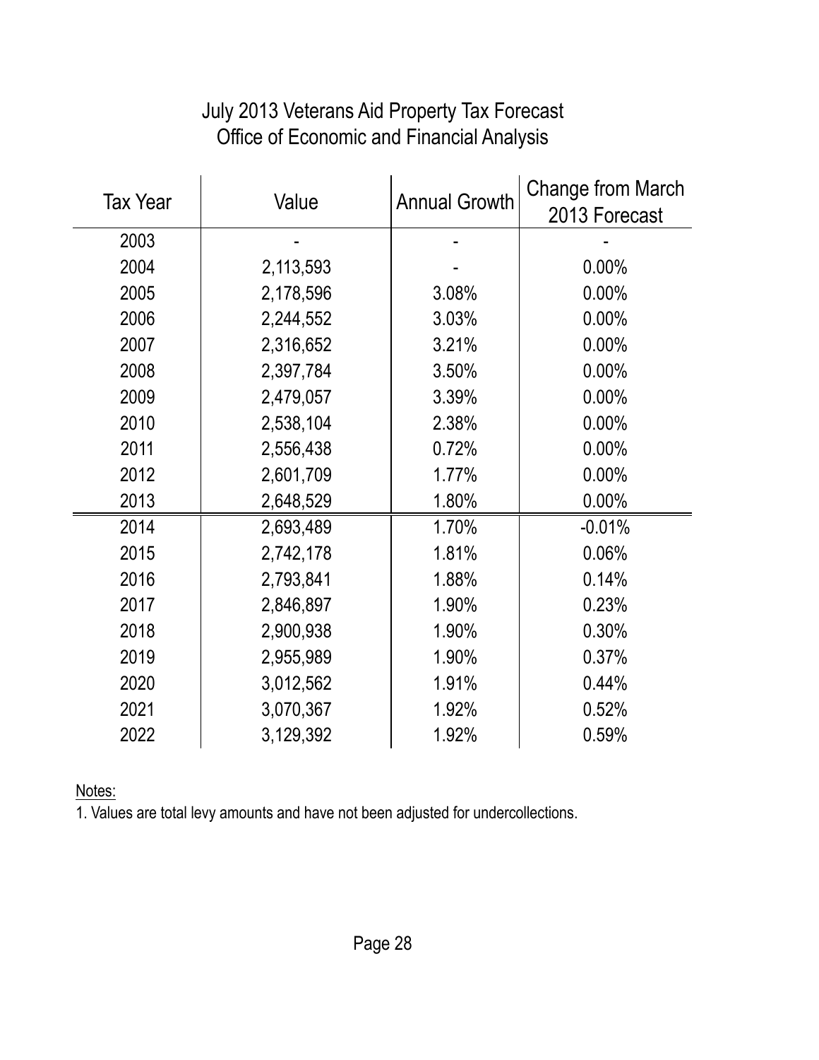# July 2013 Veterans Aid Property Tax Forecast
## Office of Economic and Financial Analysis

| Tax Year | Value | Annual Growth | Change from March 2013 Forecast |
|---|---|---|---|
| 2003 | - | - | - |
| 2004 | 2,113,593 | - | 0.00% |
| 2005 | 2,178,596 | 3.08% | 0.00% |
| 2006 | 2,244,552 | 3.03% | 0.00% |
| 2007 | 2,316,652 | 3.21% | 0.00% |
| 2008 | 2,397,784 | 3.50% | 0.00% |
| 2009 | 2,479,057 | 3.39% | 0.00% |
| 2010 | 2,538,104 | 2.38% | 0.00% |
| 2011 | 2,556,438 | 0.72% | 0.00% |
| 2012 | 2,601,709 | 1.77% | 0.00% |
| 2013 | 2,648,529 | 1.80% | 0.00% |
| 2014 | 2,693,489 | 1.70% | -0.01% |
| 2015 | 2,742,178 | 1.81% | 0.06% |
| 2016 | 2,793,841 | 1.88% | 0.14% |
| 2017 | 2,846,897 | 1.90% | 0.23% |
| 2018 | 2,900,938 | 1.90% | 0.30% |
| 2019 | 2,955,989 | 1.90% | 0.37% |
| 2020 | 3,012,562 | 1.91% | 0.44% |
| 2021 | 3,070,367 | 1.92% | 0.52% |
| 2022 | 3,129,392 | 1.92% | 0.59% |

Notes:

1. Values are total levy amounts and have not been adjusted for undercollections.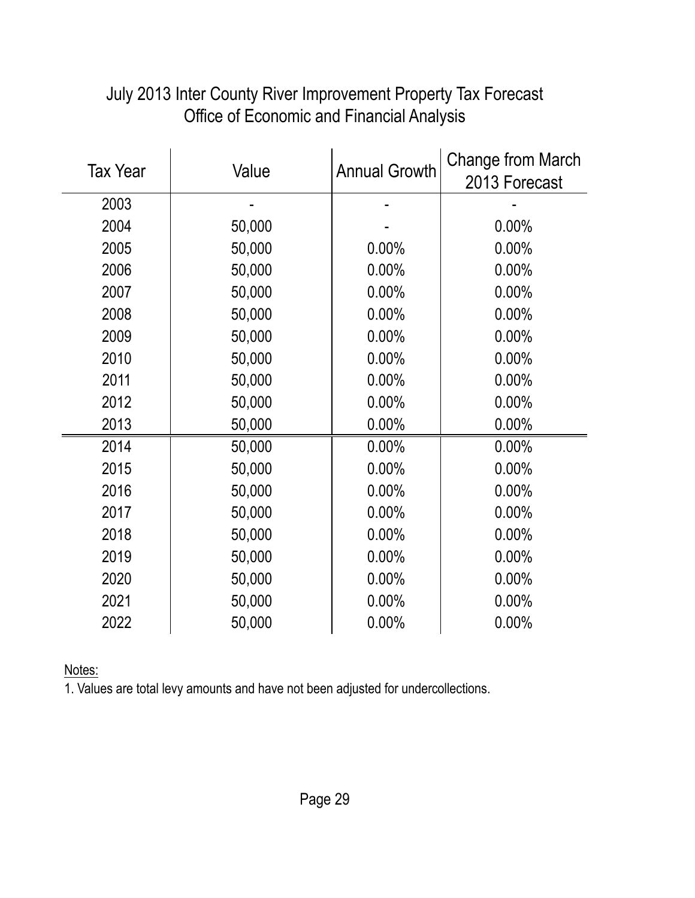# July 2013 Inter County River Improvement Property Tax Forecast
## Office of Economic and Financial Analysis

| Tax Year | Value | Annual Growth | Change from March 2013 Forecast |
|---|---|---|---|
| 2003 | - | - | - |
| 2004 | 50,000 | - | 0.00% |
| 2005 | 50,000 | 0.00% | 0.00% |
| 2006 | 50,000 | 0.00% | 0.00% |
| 2007 | 50,000 | 0.00% | 0.00% |
| 2008 | 50,000 | 0.00% | 0.00% |
| 2009 | 50,000 | 0.00% | 0.00% |
| 2010 | 50,000 | 0.00% | 0.00% |
| 2011 | 50,000 | 0.00% | 0.00% |
| 2012 | 50,000 | 0.00% | 0.00% |
| 2013 | 50,000 | 0.00% | 0.00% |
| 2014 | 50,000 | 0.00% | 0.00% |
| 2015 | 50,000 | 0.00% | 0.00% |
| 2016 | 50,000 | 0.00% | 0.00% |
| 2017 | 50,000 | 0.00% | 0.00% |
| 2018 | 50,000 | 0.00% | 0.00% |
| 2019 | 50,000 | 0.00% | 0.00% |
| 2020 | 50,000 | 0.00% | 0.00% |
| 2021 | 50,000 | 0.00% | 0.00% |
| 2022 | 50,000 | 0.00% | 0.00% |

Notes:

1. Values are total levy amounts and have not been adjusted for undercollections.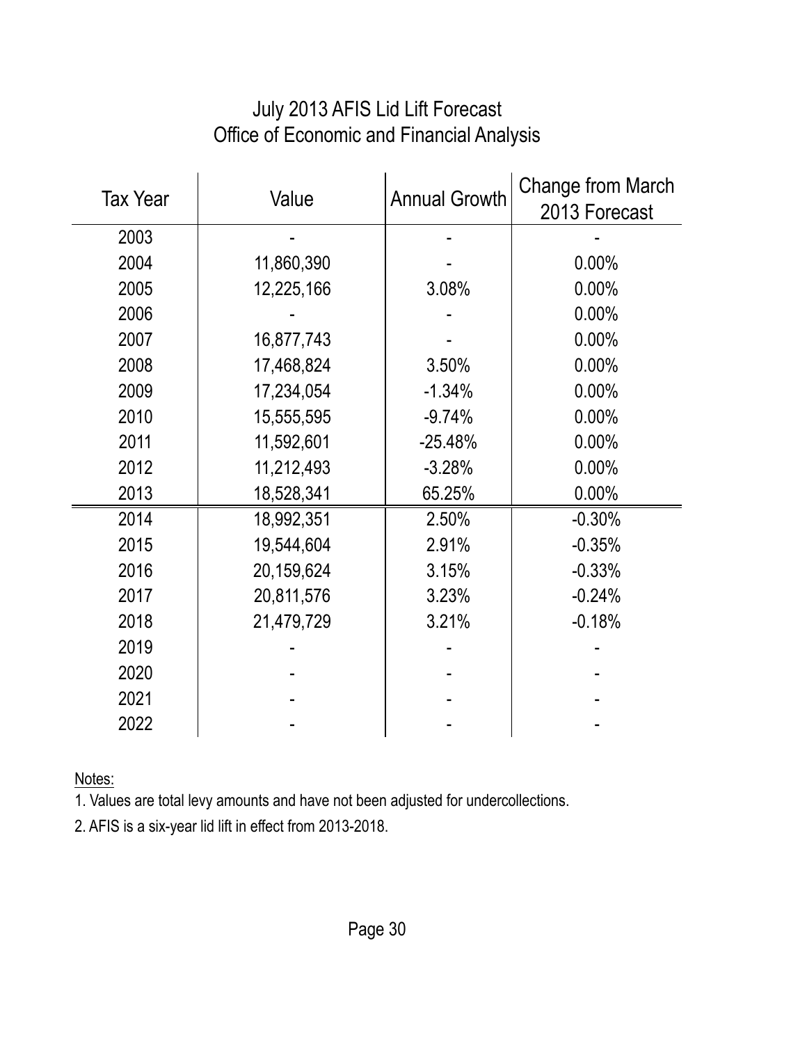# July 2013 AFIS Lid Lift Forecast
## Office of Economic and Financial Analysis

| Tax Year | Value | Annual Growth | Change from March 2013 Forecast |
|---|---|---|---|
| 2003 | - | - | - |
| 2004 | 11,860,390 | - | 0.00% |
| 2005 | 12,225,166 | 3.08% | 0.00% |
| 2006 | - | - | 0.00% |
| 2007 | 16,877,743 | - | 0.00% |
| 2008 | 17,468,824 | 3.50% | 0.00% |
| 2009 | 17,234,054 | -1.34% | 0.00% |
| 2010 | 15,555,595 | -9.74% | 0.00% |
| 2011 | 11,592,601 | -25.48% | 0.00% |
| 2012 | 11,212,493 | -3.28% | 0.00% |
| 2013 | 18,528,341 | 65.25% | 0.00% |
| 2014 | 18,992,351 | 2.50% | -0.30% |
| 2015 | 19,544,604 | 2.91% | -0.35% |
| 2016 | 20,159,624 | 3.15% | -0.33% |
| 2017 | 20,811,576 | 3.23% | -0.24% |
| 2018 | 21,479,729 | 3.21% | -0.18% |
| 2019 | - | - | - |
| 2020 | - | - | - |
| 2021 | - | - | - |
| 2022 | - | - | - |

Notes:

1. Values are total levy amounts and have not been adjusted for undercollections.
2. AFIS is a six-year lid lift in effect from 2013-2018.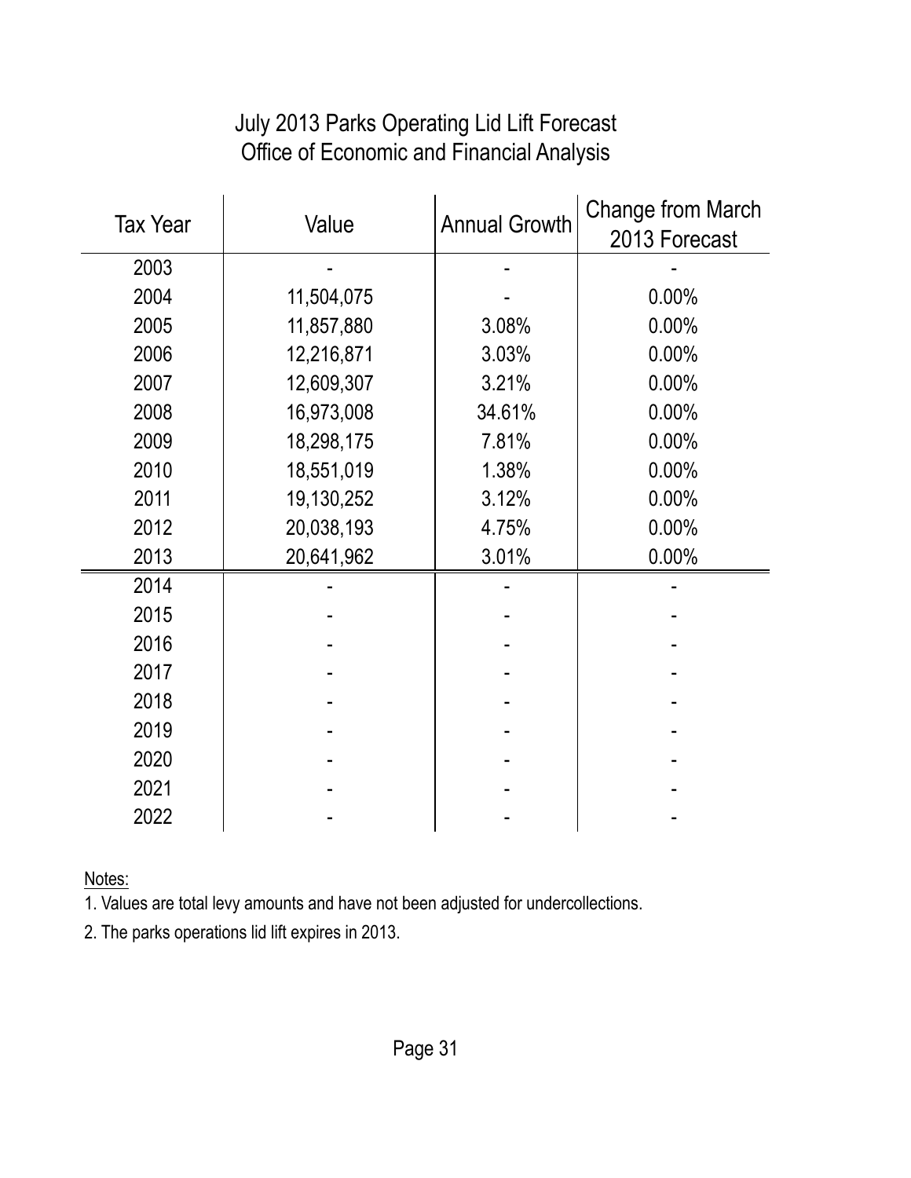# July 2013 Parks Operating Lid Lift Forecast
## Office of Economic and Financial Analysis

| Tax Year | Value | Annual Growth | Change from March 2013 Forecast |
|---|---|---|---|
| 2003 | - | - | - |
| 2004 | 11,504,075 | - | 0.00% |
| 2005 | 11,857,880 | 3.08% | 0.00% |
| 2006 | 12,216,871 | 3.03% | 0.00% |
| 2007 | 12,609,307 | 3.21% | 0.00% |
| 2008 | 16,973,008 | 34.61% | 0.00% |
| 2009 | 18,298,175 | 7.81% | 0.00% |
| 2010 | 18,551,019 | 1.38% | 0.00% |
| 2011 | 19,130,252 | 3.12% | 0.00% |
| 2012 | 20,038,193 | 4.75% | 0.00% |
| 2013 | 20,641,962 | 3.01% | 0.00% |
| 2014 | - | - | - |
| 2015 | - | - | - |
| 2016 | - | - | - |
| 2017 | - | - | - |
| 2018 | - | - | - |
| 2019 | - | - | - |
| 2020 | - | - | - |
| 2021 | - | - | - |
| 2022 | - | - | - |

Notes:

1. Values are total levy amounts and have not been adjusted for undercollections.
2. The parks operations lid lift expires in 2013.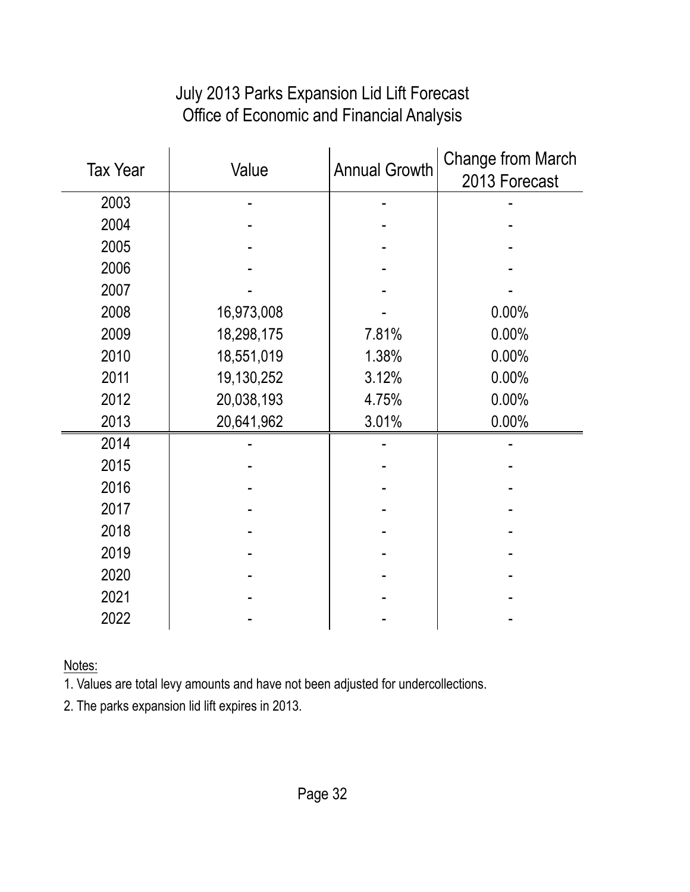# July 2013 Parks Expansion Lid Lift Forecast
## Office of Economic and Financial Analysis

| Tax Year | Value | Annual Growth | Change from March 2013 Forecast |
|---|---|---|---|
| 2003 | - | - | - |
| 2004 | - | - | - |
| 2005 | - | - | - |
| 2006 | - | - | - |
| 2007 | - | - | - |
| 2008 | 16,973,008 | - | 0.00% |
| 2009 | 18,298,175 | 7.81% | 0.00% |
| 2010 | 18,551,019 | 1.38% | 0.00% |
| 2011 | 19,130,252 | 3.12% | 0.00% |
| 2012 | 20,038,193 | 4.75% | 0.00% |
| 2013 | 20,641,962 | 3.01% | 0.00% |
| 2014 | - | - | - |
| 2015 | - | - | - |
| 2016 | - | - | - |
| 2017 | - | - | - |
| 2018 | - | - | - |
| 2019 | - | - | - |
| 2020 | - | - | - |
| 2021 | - | - | - |
| 2022 | - | - | - |

Notes:

1. Values are total levy amounts and have not been adjusted for undercollections.
2. The parks expansion lid lift expires in 2013.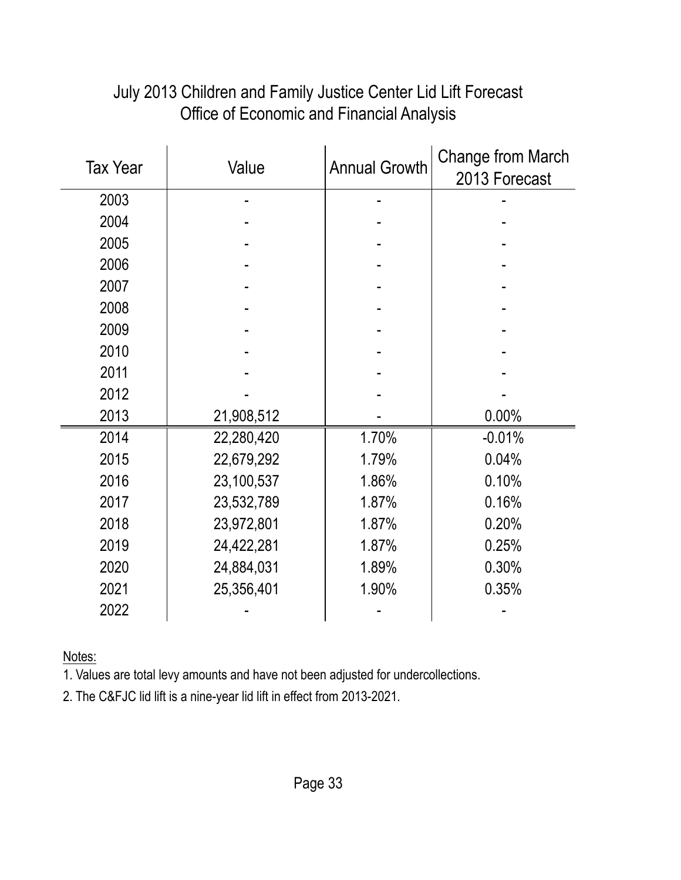# July 2013 Children and Family Justice Center Lid Lift Forecast
## Office of Economic and Financial Analysis

| Tax Year | Value | Annual Growth | Change from March 2013 Forecast |
|---|---|---|---|
| 2003 | - | - | - |
| 2004 | - | - | - |
| 2005 | - | - | - |
| 2006 | - | - | - |
| 2007 | - | - | - |
| 2008 | - | - | - |
| 2009 | - | - | - |
| 2010 | - | - | - |
| 2011 | - | - | - |
| 2012 | - | - | - |
| 2013 | 21,908,512 | - | 0.00% |
| 2014 | 22,280,420 | 1.70% | -0.01% |
| 2015 | 22,679,292 | 1.79% | 0.04% |
| 2016 | 23,100,537 | 1.86% | 0.10% |
| 2017 | 23,532,789 | 1.87% | 0.16% |
| 2018 | 23,972,801 | 1.87% | 0.20% |
| 2019 | 24,422,281 | 1.87% | 0.25% |
| 2020 | 24,884,031 | 1.89% | 0.30% |
| 2021 | 25,356,401 | 1.90% | 0.35% |
| 2022 | - | - | - |

Notes:

1. Values are total levy amounts and have not been adjusted for undercollections.
2. The C&FJC lid lift is a nine-year lid lift in effect from 2013-2021.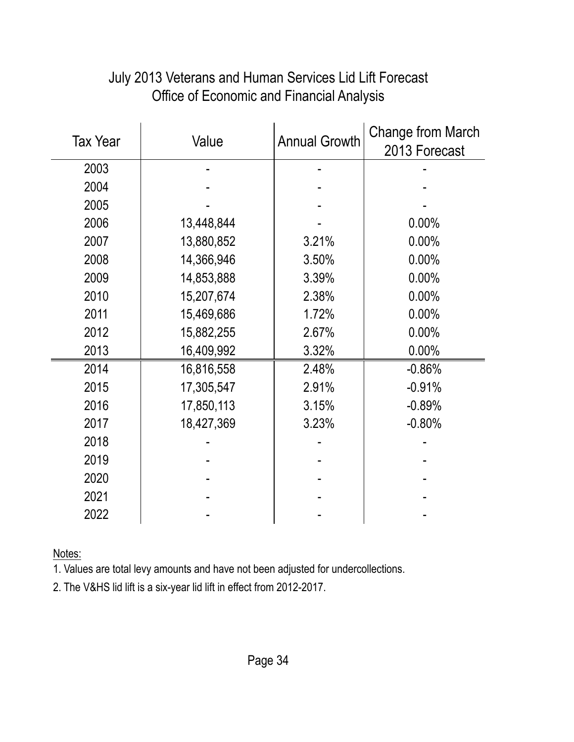# July 2013 Veterans and Human Services Lid Lift Forecast
## Office of Economic and Financial Analysis

| Tax Year | Value | Annual Growth | Change from March 2013 Forecast |
|---|---|---|---|
| 2003 | - | - | - |
| 2004 | - | - | - |
| 2005 | - | - | - |
| 2006 | 13,448,844 | - | 0.00% |
| 2007 | 13,880,852 | 3.21% | 0.00% |
| 2008 | 14,366,946 | 3.50% | 0.00% |
| 2009 | 14,853,888 | 3.39% | 0.00% |
| 2010 | 15,207,674 | 2.38% | 0.00% |
| 2011 | 15,469,686 | 1.72% | 0.00% |
| 2012 | 15,882,255 | 2.67% | 0.00% |
| 2013 | 16,409,992 | 3.32% | 0.00% |
| 2014 | 16,816,558 | 2.48% | -0.86% |
| 2015 | 17,305,547 | 2.91% | -0.91% |
| 2016 | 17,850,113 | 3.15% | -0.89% |
| 2017 | 18,427,369 | 3.23% | -0.80% |
| 2018 | - | - | - |
| 2019 | - | - | - |
| 2020 | - | - | - |
| 2021 | - | - | - |
| 2022 | - | - | - |

Notes:

1. Values are total levy amounts and have not been adjusted for undercollections.
2. The V&HS lid lift is a six-year lid lift in effect from 2012-2017.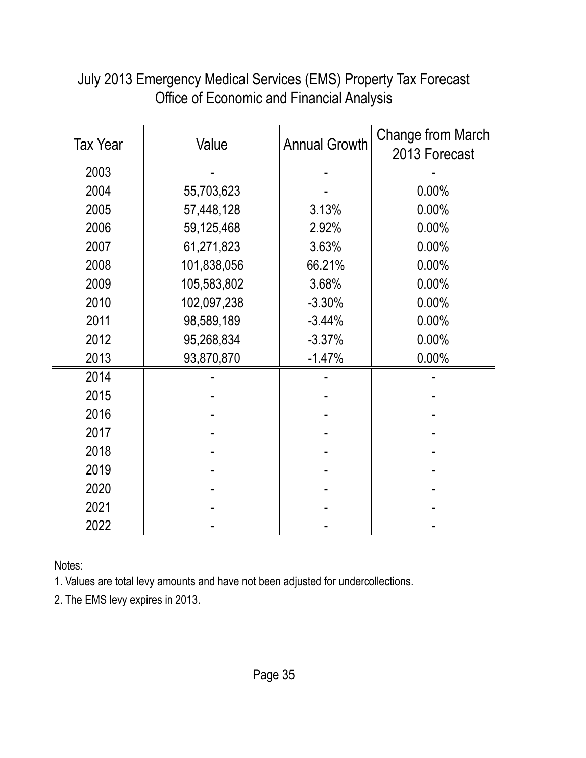# July 2013 Emergency Medical Services (EMS) Property Tax Forecast
## Office of Economic and Financial Analysis

| Tax Year | Value | Annual Growth | Change from March 2013 Forecast |
|---|---|---|---|
| 2003 | - | - | - |
| 2004 | 55,703,623 | - | 0.00% |
| 2005 | 57,448,128 | 3.13% | 0.00% |
| 2006 | 59,125,468 | 2.92% | 0.00% |
| 2007 | 61,271,823 | 3.63% | 0.00% |
| 2008 | 101,838,056 | 66.21% | 0.00% |
| 2009 | 105,583,802 | 3.68% | 0.00% |
| 2010 | 102,097,238 | -3.30% | 0.00% |
| 2011 | 98,589,189 | -3.44% | 0.00% |
| 2012 | 95,268,834 | -3.37% | 0.00% |
| 2013 | 93,870,870 | -1.47% | 0.00% |
| 2014 | - | - | - |
| 2015 | - | - | - |
| 2016 | - | - | - |
| 2017 | - | - | - |
| 2018 | - | - | - |
| 2019 | - | - | - |
| 2020 | - | - | - |
| 2021 | - | - | - |
| 2022 | - | - | - |

Notes:

1. Values are total levy amounts and have not been adjusted for undercollections.
2. The EMS levy expires in 2013.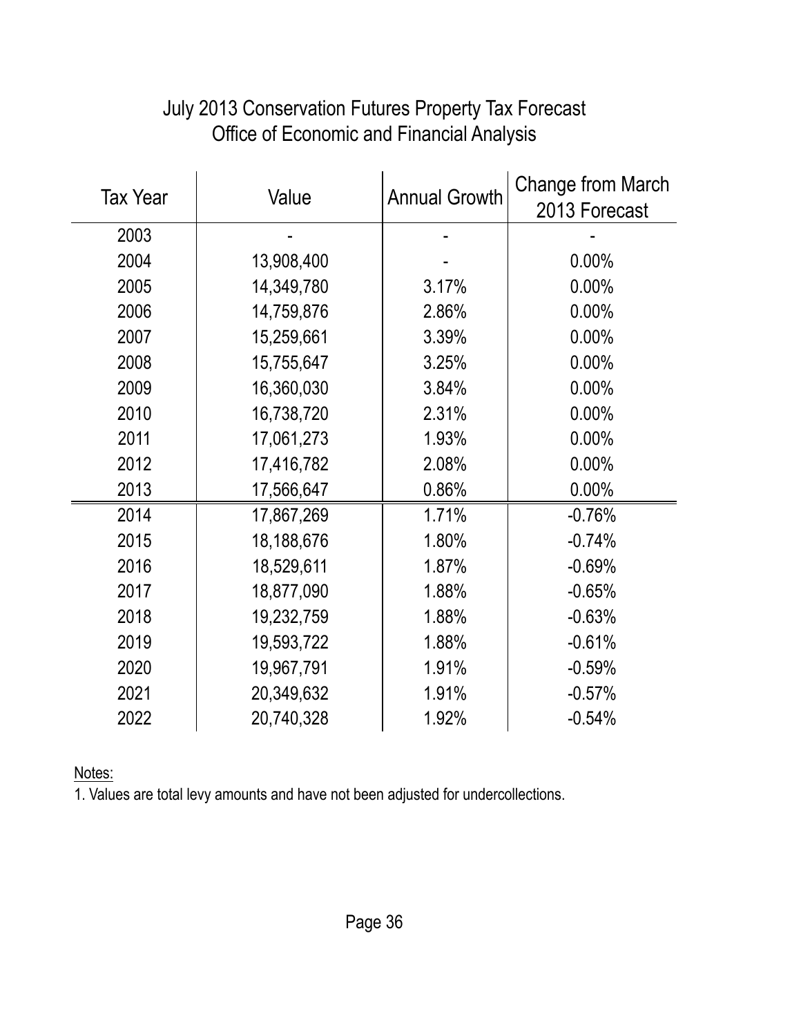# July 2013 Conservation Futures Property Tax Forecast
## Office of Economic and Financial Analysis

| Tax Year | Value | Annual Growth | Change from March 2013 Forecast |
|---|---|---|---|
| 2003 | - | - | - |
| 2004 | 13,908,400 | - | 0.00% |
| 2005 | 14,349,780 | 3.17% | 0.00% |
| 2006 | 14,759,876 | 2.86% | 0.00% |
| 2007 | 15,259,661 | 3.39% | 0.00% |
| 2008 | 15,755,647 | 3.25% | 0.00% |
| 2009 | 16,360,030 | 3.84% | 0.00% |
| 2010 | 16,738,720 | 2.31% | 0.00% |
| 2011 | 17,061,273 | 1.93% | 0.00% |
| 2012 | 17,416,782 | 2.08% | 0.00% |
| 2013 | 17,566,647 | 0.86% | 0.00% |
| 2014 | 17,867,269 | 1.71% | -0.76% |
| 2015 | 18,188,676 | 1.80% | -0.74% |
| 2016 | 18,529,611 | 1.87% | -0.69% |
| 2017 | 18,877,090 | 1.88% | -0.65% |
| 2018 | 19,232,759 | 1.88% | -0.63% |
| 2019 | 19,593,722 | 1.88% | -0.61% |
| 2020 | 19,967,791 | 1.91% | -0.59% |
| 2021 | 20,349,632 | 1.91% | -0.57% |
| 2022 | 20,740,328 | 1.92% | -0.54% |

Notes:

1. Values are total levy amounts and have not been adjusted for undercollections.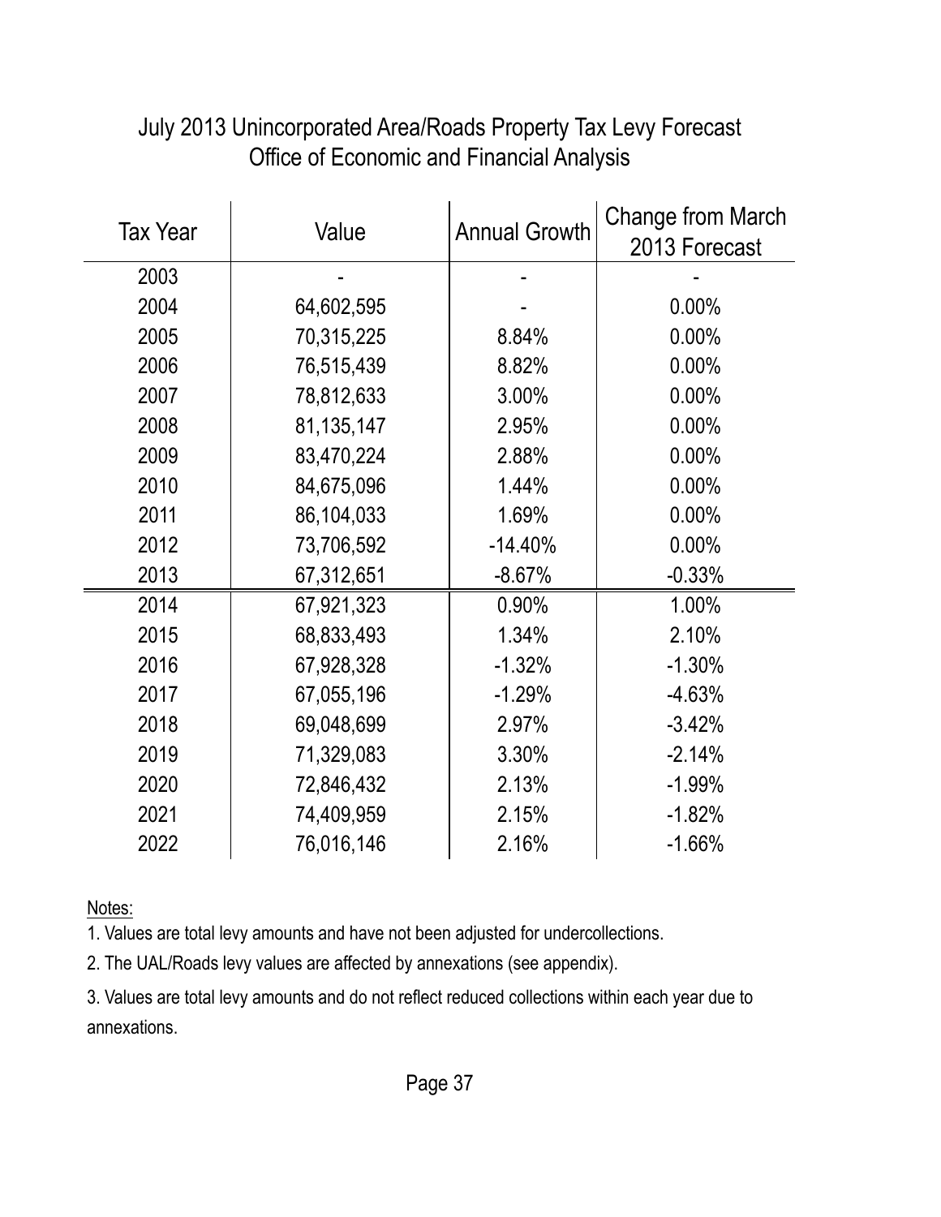# July 2013 Unincorporated Area/Roads Property Tax Levy Forecast
## Office of Economic and Financial Analysis

| Tax Year | Value | Annual Growth | Change from March 2013 Forecast |
|---|---|---|---|
| 2003 | - | - | - |
| 2004 | 64,602,595 | - | 0.00% |
| 2005 | 70,315,225 | 8.84% | 0.00% |
| 2006 | 76,515,439 | 8.82% | 0.00% |
| 2007 | 78,812,633 | 3.00% | 0.00% |
| 2008 | 81,135,147 | 2.95% | 0.00% |
| 2009 | 83,470,224 | 2.88% | 0.00% |
| 2010 | 84,675,096 | 1.44% | 0.00% |
| 2011 | 86,104,033 | 1.69% | 0.00% |
| 2012 | 73,706,592 | -14.40% | 0.00% |
| 2013 | 67,312,651 | -8.67% | -0.33% |
| 2014 | 67,921,323 | 0.90% | 1.00% |
| 2015 | 68,833,493 | 1.34% | 2.10% |
| 2016 | 67,928,328 | -1.32% | -1.30% |
| 2017 | 67,055,196 | -1.29% | -4.63% |
| 2018 | 69,048,699 | 2.97% | -3.42% |
| 2019 | 71,329,083 | 3.30% | -2.14% |
| 2020 | 72,846,432 | 2.13% | -1.99% |
| 2021 | 74,409,959 | 2.15% | -1.82% |
| 2022 | 76,016,146 | 2.16% | -1.66% |

Notes:

1. Values are total levy amounts and have not been adjusted for undercollections.

2. The UAL/Roads levy values are affected by annexations (see appendix).

3. Values are total levy amounts and do not reflect reduced collections within each year due to annexations.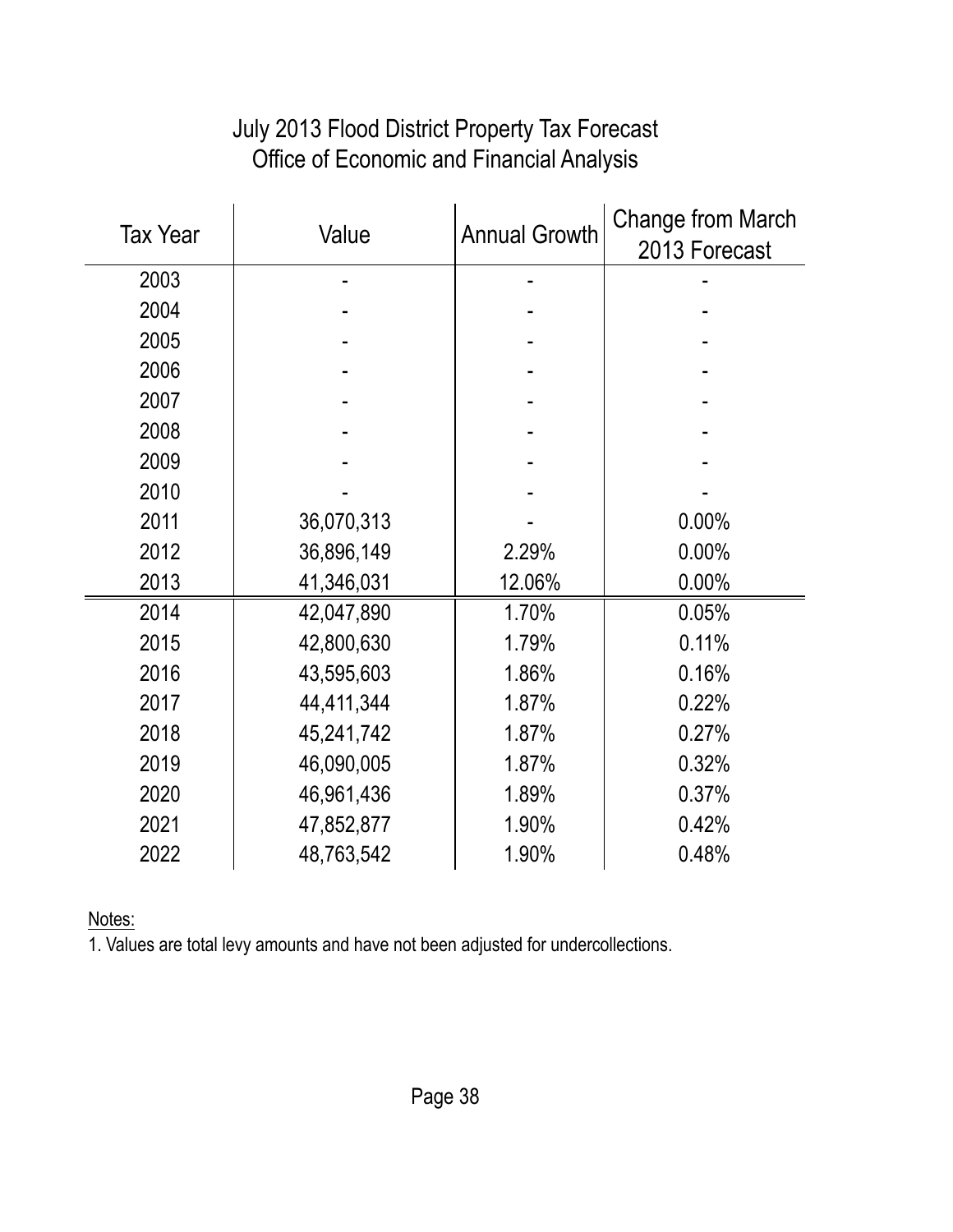# July 2013 Flood District Property Tax Forecast
## Office of Economic and Financial Analysis

| Tax Year | Value | Annual Growth | Change from March 2013 Forecast |
|---|---|---|---|
| 2003 | - | - | - |
| 2004 | - | - | - |
| 2005 | - | - | - |
| 2006 | - | - | - |
| 2007 | - | - | - |
| 2008 | - | - | - |
| 2009 | - | - | - |
| 2010 | - | - | - |
| 2011 | 36,070,313 | - | 0.00% |
| 2012 | 36,896,149 | 2.29% | 0.00% |
| 2013 | 41,346,031 | 12.06% | 0.00% |
| 2014 | 42,047,890 | 1.70% | 0.05% |
| 2015 | 42,800,630 | 1.79% | 0.11% |
| 2016 | 43,595,603 | 1.86% | 0.16% |
| 2017 | 44,411,344 | 1.87% | 0.22% |
| 2018 | 45,241,742 | 1.87% | 0.27% |
| 2019 | 46,090,005 | 1.87% | 0.32% |
| 2020 | 46,961,436 | 1.89% | 0.37% |
| 2021 | 47,852,877 | 1.90% | 0.42% |
| 2022 | 48,763,542 | 1.90% | 0.48% |

Notes:

1. Values are total levy amounts and have not been adjusted for undercollections.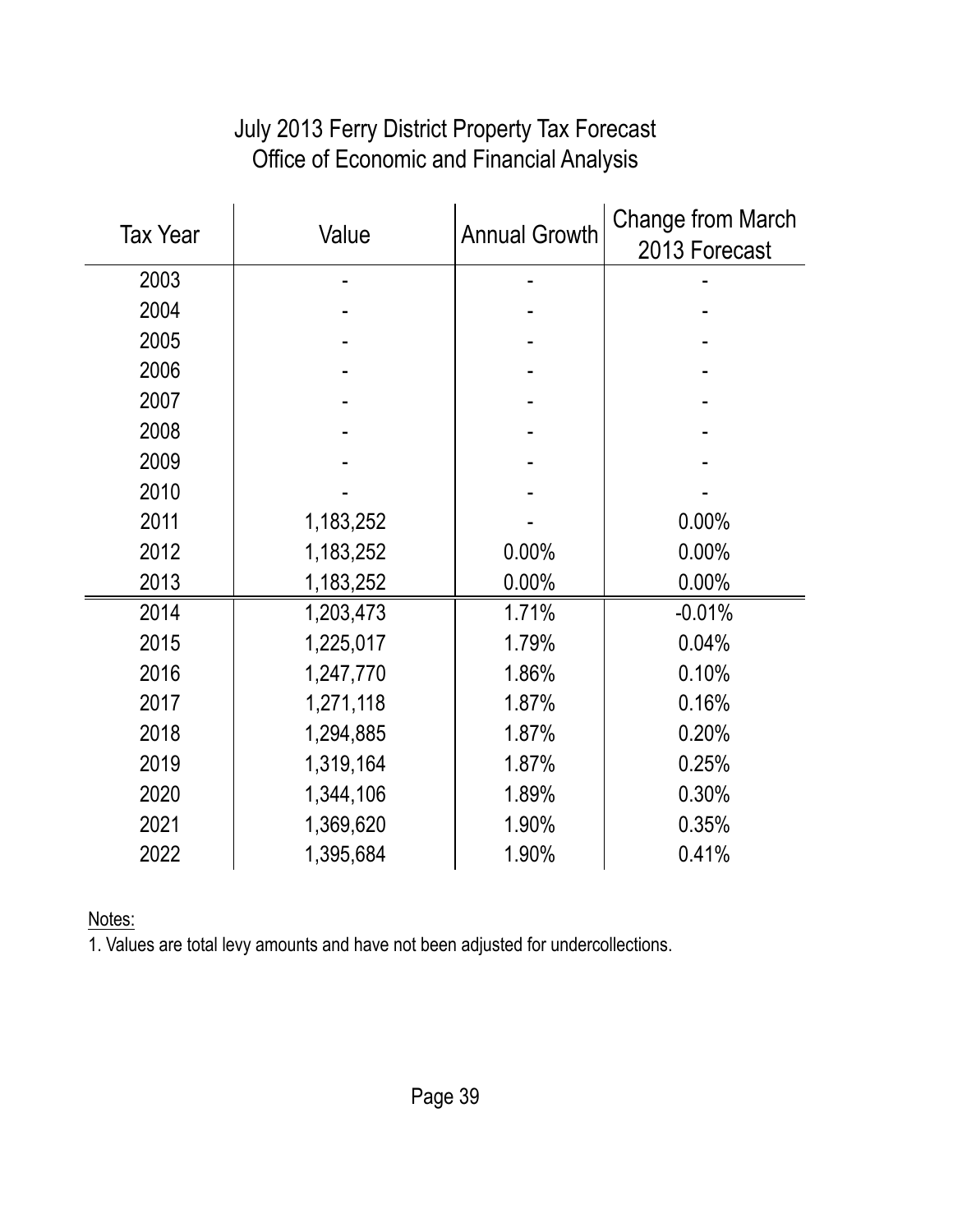# July 2013 Ferry District Property Tax Forecast
## Office of Economic and Financial Analysis

| Tax Year | Value | Annual Growth | Change from March 2013 Forecast |
|---|---|---|---|
| 2003 | - | - | - |
| 2004 | - | - | - |
| 2005 | - | - | - |
| 2006 | - | - | - |
| 2007 | - | - | - |
| 2008 | - | - | - |
| 2009 | - | - | - |
| 2010 | - | - | - |
| 2011 | 1,183,252 | - | 0.00% |
| 2012 | 1,183,252 | 0.00% | 0.00% |
| 2013 | 1,183,252 | 0.00% | 0.00% |
| 2014 | 1,203,473 | 1.71% | -0.01% |
| 2015 | 1,225,017 | 1.79% | 0.04% |
| 2016 | 1,247,770 | 1.86% | 0.10% |
| 2017 | 1,271,118 | 1.87% | 0.16% |
| 2018 | 1,294,885 | 1.87% | 0.20% |
| 2019 | 1,319,164 | 1.87% | 0.25% |
| 2020 | 1,344,106 | 1.89% | 0.30% |
| 2021 | 1,369,620 | 1.90% | 0.35% |
| 2022 | 1,395,684 | 1.90% | 0.41% |

Notes:

1. Values are total levy amounts and have not been adjusted for undercollections.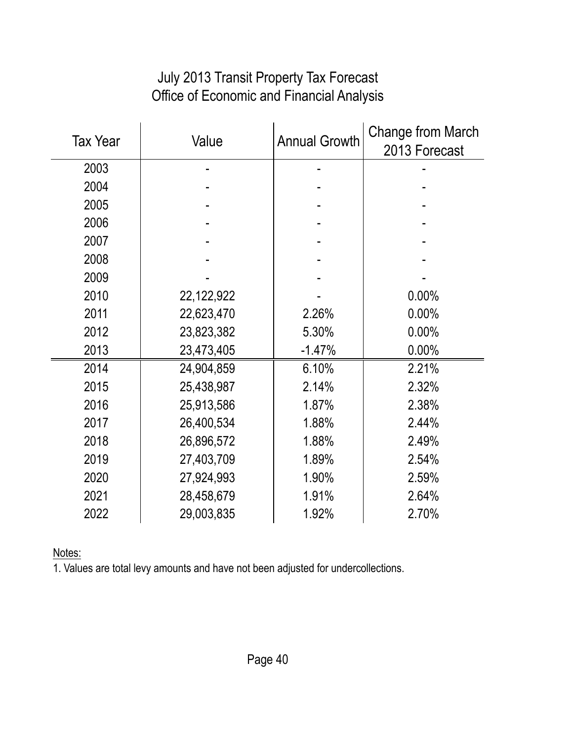# July 2013 Transit Property Tax Forecast
## Office of Economic and Financial Analysis

| Tax Year | Value | Annual Growth | Change from March 2013 Forecast |
|---|---|---|---|
| 2003 | - | - | - |
| 2004 | - | - | - |
| 2005 | - | - | - |
| 2006 | - | - | - |
| 2007 | - | - | - |
| 2008 | - | - | - |
| 2009 | - | - | - |
| 2010 | 22,122,922 | - | 0.00% |
| 2011 | 22,623,470 | 2.26% | 0.00% |
| 2012 | 23,823,382 | 5.30% | 0.00% |
| 2013 | 23,473,405 | -1.47% | 0.00% |
| 2014 | 24,904,859 | 6.10% | 2.21% |
| 2015 | 25,438,987 | 2.14% | 2.32% |
| 2016 | 25,913,586 | 1.87% | 2.38% |
| 2017 | 26,400,534 | 1.88% | 2.44% |
| 2018 | 26,896,572 | 1.88% | 2.49% |
| 2019 | 27,403,709 | 1.89% | 2.54% |
| 2020 | 27,924,993 | 1.90% | 2.59% |
| 2021 | 28,458,679 | 1.91% | 2.64% |
| 2022 | 29,003,835 | 1.92% | 2.70% |

Notes:

1. Values are total levy amounts and have not been adjusted for undercollections.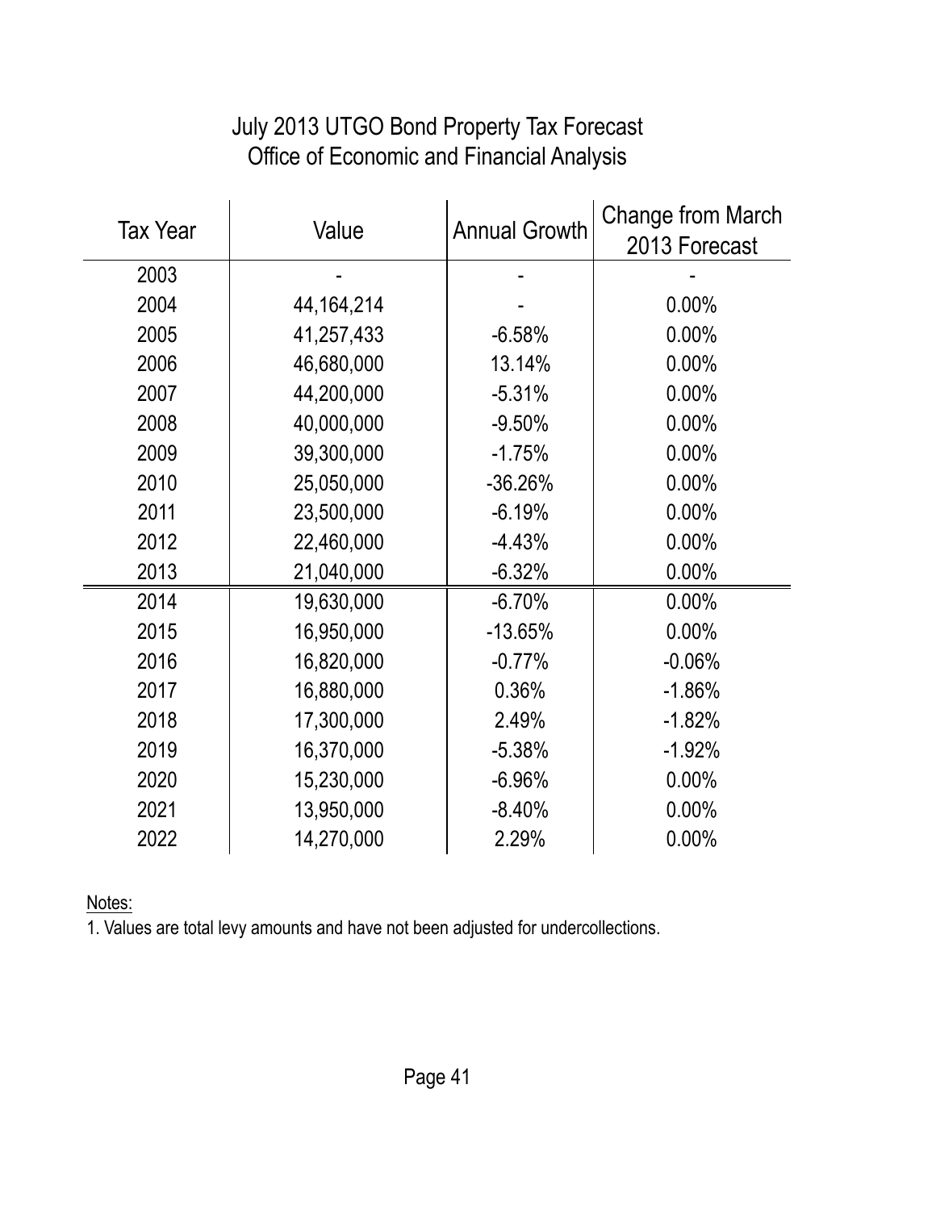# July 2013 UTGO Bond Property Tax Forecast
## Office of Economic and Financial Analysis

| Tax Year | Value | Annual Growth | Change from March 2013 Forecast |
|---|---|---|---|
| 2003 | - | - | - |
| 2004 | 44,164,214 | - | 0.00% |
| 2005 | 41,257,433 | -6.58% | 0.00% |
| 2006 | 46,680,000 | 13.14% | 0.00% |
| 2007 | 44,200,000 | -5.31% | 0.00% |
| 2008 | 40,000,000 | -9.50% | 0.00% |
| 2009 | 39,300,000 | -1.75% | 0.00% |
| 2010 | 25,050,000 | -36.26% | 0.00% |
| 2011 | 23,500,000 | -6.19% | 0.00% |
| 2012 | 22,460,000 | -4.43% | 0.00% |
| 2013 | 21,040,000 | -6.32% | 0.00% |
| 2014 | 19,630,000 | -6.70% | 0.00% |
| 2015 | 16,950,000 | -13.65% | 0.00% |
| 2016 | 16,820,000 | -0.77% | -0.06% |
| 2017 | 16,880,000 | 0.36% | -1.86% |
| 2018 | 17,300,000 | 2.49% | -1.82% |
| 2019 | 16,370,000 | -5.38% | -1.92% |
| 2020 | 15,230,000 | -6.96% | 0.00% |
| 2021 | 13,950,000 | -8.40% | 0.00% |
| 2022 | 14,270,000 | 2.29% | 0.00% |

Notes:

1. Values are total levy amounts and have not been adjusted for undercollections.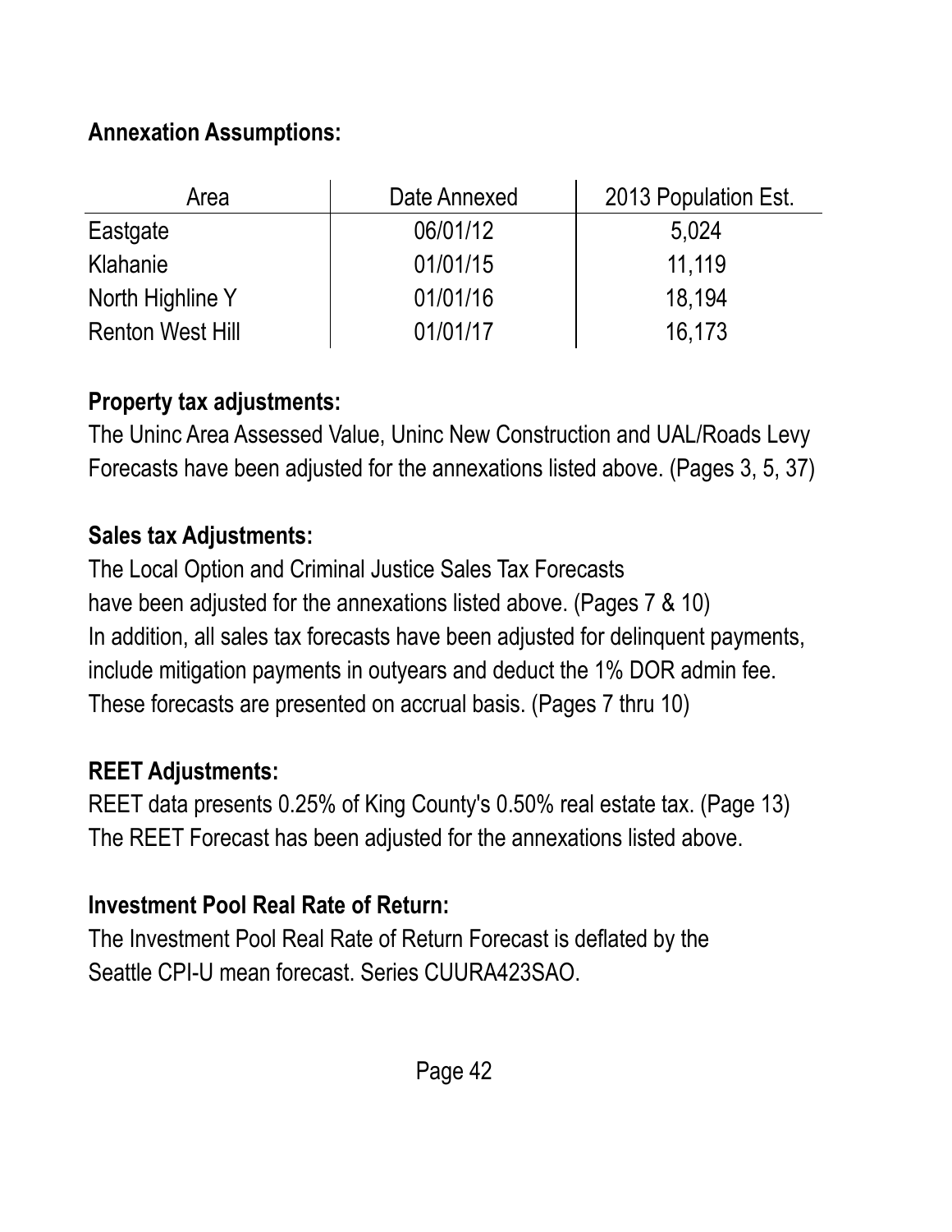**Annexation Assumptions:**

| Area | Date Annexed | 2013 Population Est. |
|---|---|---|
| Eastgate | 06/01/12 | 5,024 |
| Klahanie | 01/01/15 | 11,119 |
| North Highline Y | 01/01/16 | 18,194 |
| Renton West Hill | 01/01/17 | 16,173 |

**Property tax adjustments:**

The Uninc Area Assessed Value, Uninc New Construction and UAL/Roads Levy Forecasts have been adjusted for the annexations listed above. (Pages 3, 5, 37)

**Sales tax Adjustments:**

The Local Option and Criminal Justice Sales Tax Forecasts have been adjusted for the annexations listed above. (Pages 7 & 10)
In addition, all sales tax forecasts have been adjusted for delinquent payments, include mitigation payments in outyears and deduct the 1% DOR admin fee.
These forecasts are presented on accrual basis. (Pages 7 thru 10)

**REET Adjustments:**

REET data presents 0.25% of King County's 0.50% real estate tax. (Page 13)
The REET Forecast has been adjusted for the annexations listed above.

**Investment Pool Real Rate of Return:**

The Investment Pool Real Rate of Return Forecast is deflated by the Seattle CPI-U mean forecast. Series CUURA423SAO.